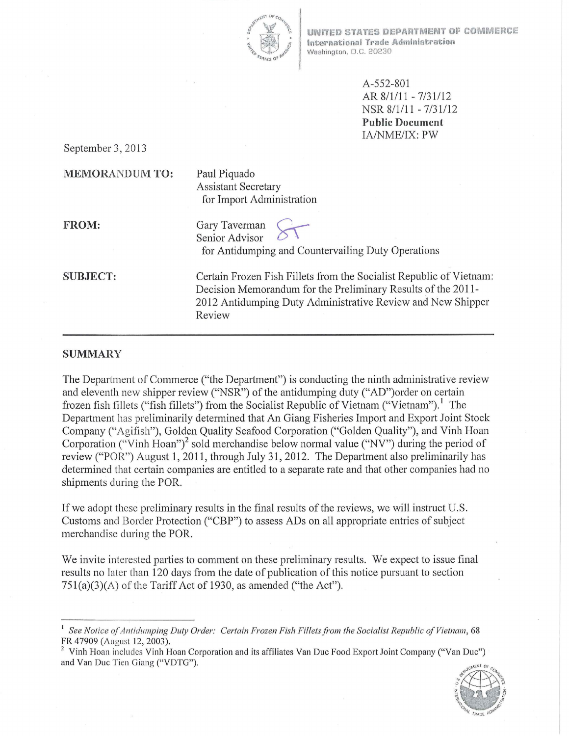UNITED STATES DEPARTMENT OF COMMERCE
International Trade Administration
Washington, D.C. 20230

A-552-801
AR 8/1/11 - 7/31/12
NSR 8/1/11 - 7/31/12
**Public Document**
IA/NME/IX: PW

September 3, 2013

**MEMORANDUM TO:** Paul Piquado
Assistant Secretary
for Import Administration

**FROM:** Gary Taverman
Senior Advisor
for Antidumping and Countervailing Duty Operations

**SUBJECT:** Certain Frozen Fish Fillets from the Socialist Republic of Vietnam: Decision Memorandum for the Preliminary Results of the 2011-2012 Antidumping Duty Administrative Review and New Shipper Review

---

## SUMMARY

The Department of Commerce ("the Department") is conducting the ninth administrative review and eleventh new shipper review ("NSR") of the antidumping duty ("AD")order on certain frozen fish fillets ("fish fillets") from the Socialist Republic of Vietnam ("Vietnam").[1] The Department has preliminarily determined that An Giang Fisheries Import and Export Joint Stock Company ("Agifish"), Golden Quality Seafood Corporation ("Golden Quality"), and Vinh Hoan Corporation ("Vinh Hoan")[2] sold merchandise below normal value ("NV") during the period of review ("POR") August 1, 2011, through July 31, 2012. The Department also preliminarily has determined that certain companies are entitled to a separate rate and that other companies had no shipments during the POR.

If we adopt these preliminary results in the final results of the reviews, we will instruct U.S. Customs and Border Protection ("CBP") to assess ADs on all appropriate entries of subject merchandise during the POR.

We invite interested parties to comment on these preliminary results. We expect to issue final results no later than 120 days from the date of publication of this notice pursuant to section 751(a)(3)(A) of the Tariff Act of 1930, as amended ("the Act").

---

[1] *See Notice of Antidumping Duty Order: Certain Frozen Fish Fillets from the Socialist Republic of Vietnam*, 68 FR 47909 (August 12, 2003).

[2] Vinh Hoan includes Vinh Hoan Corporation and its affiliates Van Duc Food Export Joint Company ("Van Duc") and Van Duc Tien Giang ("VDTG").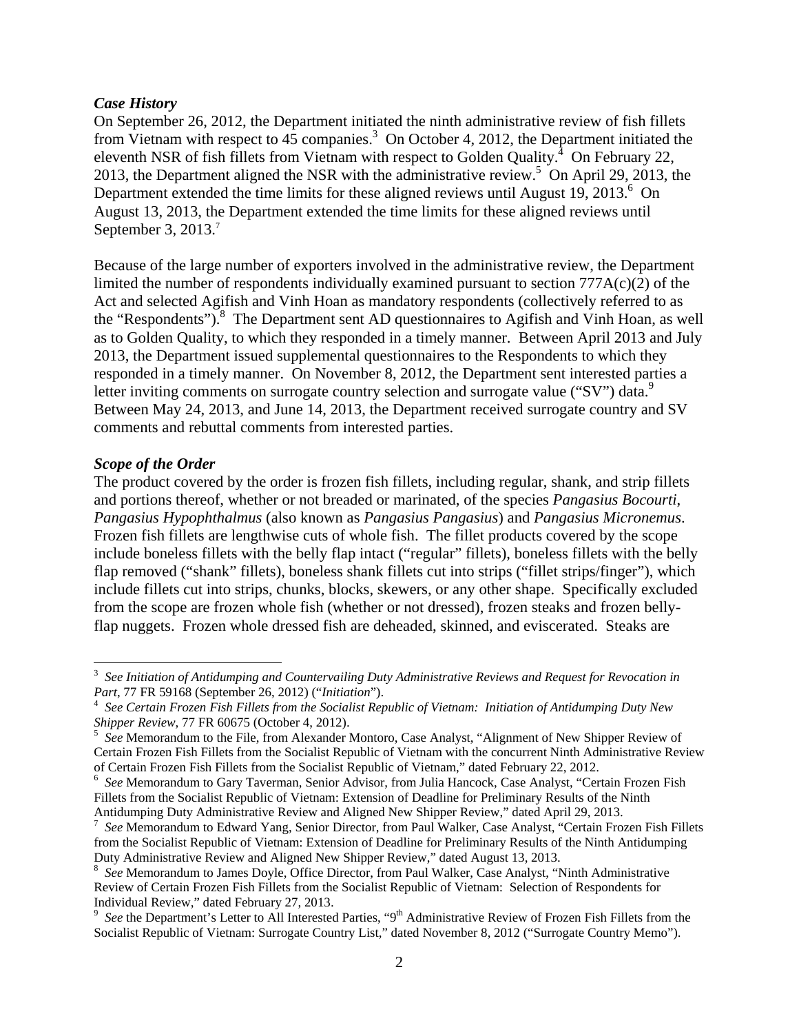### *Case History*

On September 26, 2012, the Department initiated the ninth administrative review of fish fillets from Vietnam with respect to 45 companies.[3] On October 4, 2012, the Department initiated the eleventh NSR of fish fillets from Vietnam with respect to Golden Quality.[4] On February 22, 2013, the Department aligned the NSR with the administrative review.[5] On April 29, 2013, the Department extended the time limits for these aligned reviews until August 19, 2013.[6] On August 13, 2013, the Department extended the time limits for these aligned reviews until September 3, 2013.[7]

Because of the large number of exporters involved in the administrative review, the Department limited the number of respondents individually examined pursuant to section 777A(c)(2) of the Act and selected Agifish and Vinh Hoan as mandatory respondents (collectively referred to as the "Respondents").[8] The Department sent AD questionnaires to Agifish and Vinh Hoan, as well as to Golden Quality, to which they responded in a timely manner. Between April 2013 and July 2013, the Department issued supplemental questionnaires to the Respondents to which they responded in a timely manner. On November 8, 2012, the Department sent interested parties a letter inviting comments on surrogate country selection and surrogate value ("SV") data.[9] Between May 24, 2013, and June 14, 2013, the Department received surrogate country and SV comments and rebuttal comments from interested parties.

### *Scope of the Order*

The product covered by the order is frozen fish fillets, including regular, shank, and strip fillets and portions thereof, whether or not breaded or marinated, of the species *Pangasius Bocourti*, *Pangasius Hypophthalmus* (also known as *Pangasius Pangasius*) and *Pangasius Micronemus*. Frozen fish fillets are lengthwise cuts of whole fish. The fillet products covered by the scope include boneless fillets with the belly flap intact ("regular" fillets), boneless fillets with the belly flap removed ("shank" fillets), boneless shank fillets cut into strips ("fillet strips/finger"), which include fillets cut into strips, chunks, blocks, skewers, or any other shape. Specifically excluded from the scope are frozen whole fish (whether or not dressed), frozen steaks and frozen belly-flap nuggets. Frozen whole dressed fish are deheaded, skinned, and eviscerated. Steaks are

---

[3] *See Initiation of Antidumping and Countervailing Duty Administrative Reviews and Request for Revocation in Part*, 77 FR 59168 (September 26, 2012) ("*Initiation*").

[4] *See Certain Frozen Fish Fillets from the Socialist Republic of Vietnam: Initiation of Antidumping Duty New Shipper Review*, 77 FR 60675 (October 4, 2012).

[5] *See* Memorandum to the File, from Alexander Montoro, Case Analyst, "Alignment of New Shipper Review of Certain Frozen Fish Fillets from the Socialist Republic of Vietnam with the concurrent Ninth Administrative Review of Certain Frozen Fish Fillets from the Socialist Republic of Vietnam," dated February 22, 2012.

[6] *See* Memorandum to Gary Taverman, Senior Advisor, from Julia Hancock, Case Analyst, "Certain Frozen Fish Fillets from the Socialist Republic of Vietnam: Extension of Deadline for Preliminary Results of the Ninth Antidumping Duty Administrative Review and Aligned New Shipper Review," dated April 29, 2013.

[7] *See* Memorandum to Edward Yang, Senior Director, from Paul Walker, Case Analyst, "Certain Frozen Fish Fillets from the Socialist Republic of Vietnam: Extension of Deadline for Preliminary Results of the Ninth Antidumping Duty Administrative Review and Aligned New Shipper Review," dated August 13, 2013.

[8] *See* Memorandum to James Doyle, Office Director, from Paul Walker, Case Analyst, "Ninth Administrative Review of Certain Frozen Fish Fillets from the Socialist Republic of Vietnam: Selection of Respondents for Individual Review," dated February 27, 2013.

[9] *See* the Department's Letter to All Interested Parties, "9th Administrative Review of Frozen Fish Fillets from the Socialist Republic of Vietnam: Surrogate Country List," dated November 8, 2012 ("Surrogate Country Memo").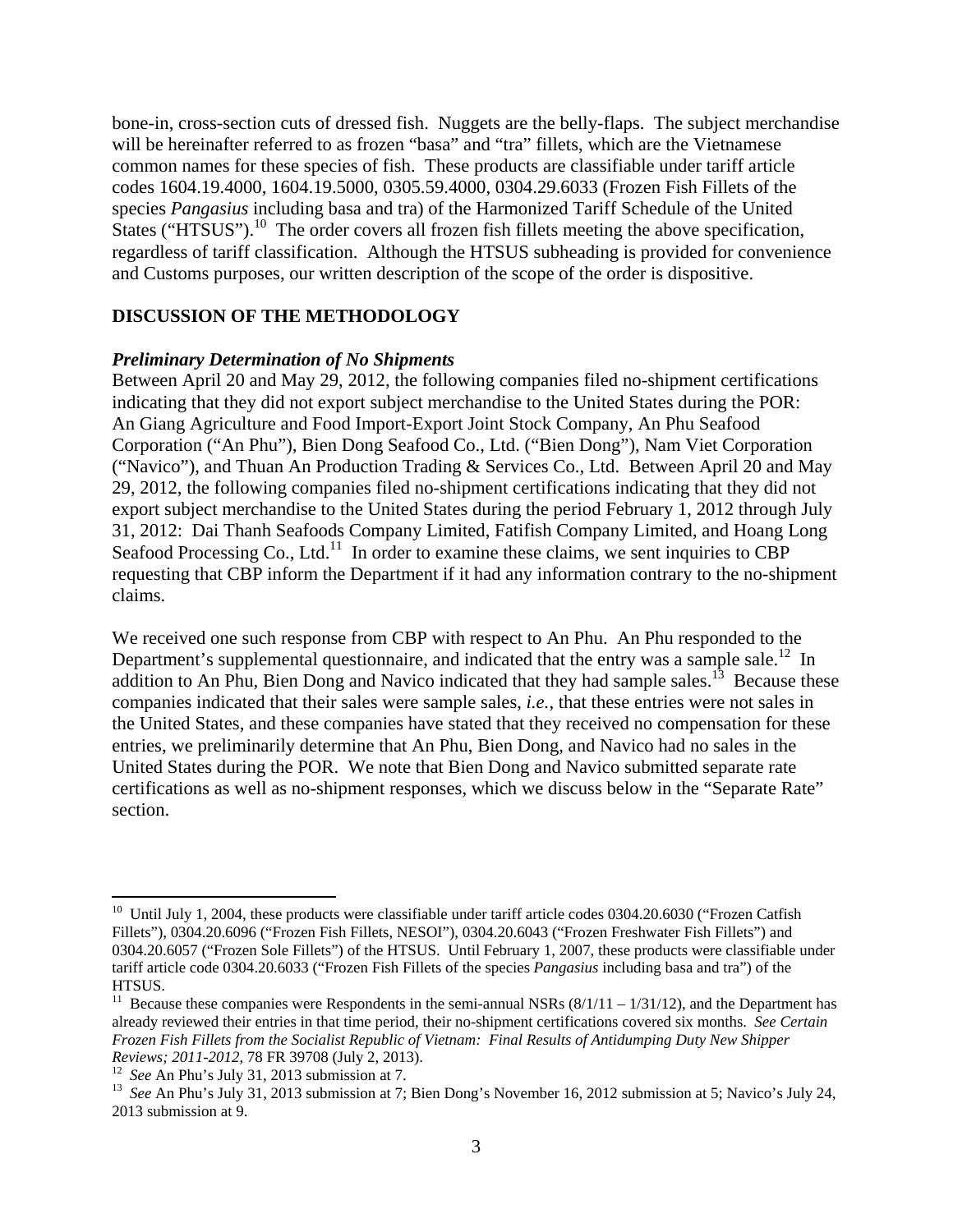bone-in, cross-section cuts of dressed fish. Nuggets are the belly-flaps. The subject merchandise will be hereinafter referred to as frozen "basa" and "tra" fillets, which are the Vietnamese common names for these species of fish. These products are classifiable under tariff article codes 1604.19.4000, 1604.19.5000, 0305.59.4000, 0304.29.6033 (Frozen Fish Fillets of the species *Pangasius* including basa and tra) of the Harmonized Tariff Schedule of the United States ("HTSUS").[10] The order covers all frozen fish fillets meeting the above specification, regardless of tariff classification. Although the HTSUS subheading is provided for convenience and Customs purposes, our written description of the scope of the order is dispositive.

## DISCUSSION OF THE METHODOLOGY

### *Preliminary Determination of No Shipments*

Between April 20 and May 29, 2012, the following companies filed no-shipment certifications indicating that they did not export subject merchandise to the United States during the POR: An Giang Agriculture and Food Import-Export Joint Stock Company, An Phu Seafood Corporation ("An Phu"), Bien Dong Seafood Co., Ltd. ("Bien Dong"), Nam Viet Corporation ("Navico"), and Thuan An Production Trading & Services Co., Ltd. Between April 20 and May 29, 2012, the following companies filed no-shipment certifications indicating that they did not export subject merchandise to the United States during the period February 1, 2012 through July 31, 2012: Dai Thanh Seafoods Company Limited, Fatifish Company Limited, and Hoang Long Seafood Processing Co., Ltd.[11] In order to examine these claims, we sent inquiries to CBP requesting that CBP inform the Department if it had any information contrary to the no-shipment claims.

We received one such response from CBP with respect to An Phu. An Phu responded to the Department's supplemental questionnaire, and indicated that the entry was a sample sale.[12] In addition to An Phu, Bien Dong and Navico indicated that they had sample sales.[13] Because these companies indicated that their sales were sample sales, *i.e.*, that these entries were not sales in the United States, and these companies have stated that they received no compensation for these entries, we preliminarily determine that An Phu, Bien Dong, and Navico had no sales in the United States during the POR. We note that Bien Dong and Navico submitted separate rate certifications as well as no-shipment responses, which we discuss below in the "Separate Rate" section.

---

[10] Until July 1, 2004, these products were classifiable under tariff article codes 0304.20.6030 ("Frozen Catfish Fillets"), 0304.20.6096 ("Frozen Fish Fillets, NESOI"), 0304.20.6043 ("Frozen Freshwater Fish Fillets") and 0304.20.6057 ("Frozen Sole Fillets") of the HTSUS. Until February 1, 2007, these products were classifiable under tariff article code 0304.20.6033 ("Frozen Fish Fillets of the species *Pangasius* including basa and tra") of the HTSUS.

[11] Because these companies were Respondents in the semi-annual NSRs (8/1/11 – 1/31/12), and the Department has already reviewed their entries in that time period, their no-shipment certifications covered six months. *See Certain Frozen Fish Fillets from the Socialist Republic of Vietnam: Final Results of Antidumping Duty New Shipper Reviews; 2011-2012*, 78 FR 39708 (July 2, 2013).

[12] *See* An Phu's July 31, 2013 submission at 7.

[13] *See* An Phu's July 31, 2013 submission at 7; Bien Dong's November 16, 2012 submission at 5; Navico's July 24, 2013 submission at 9.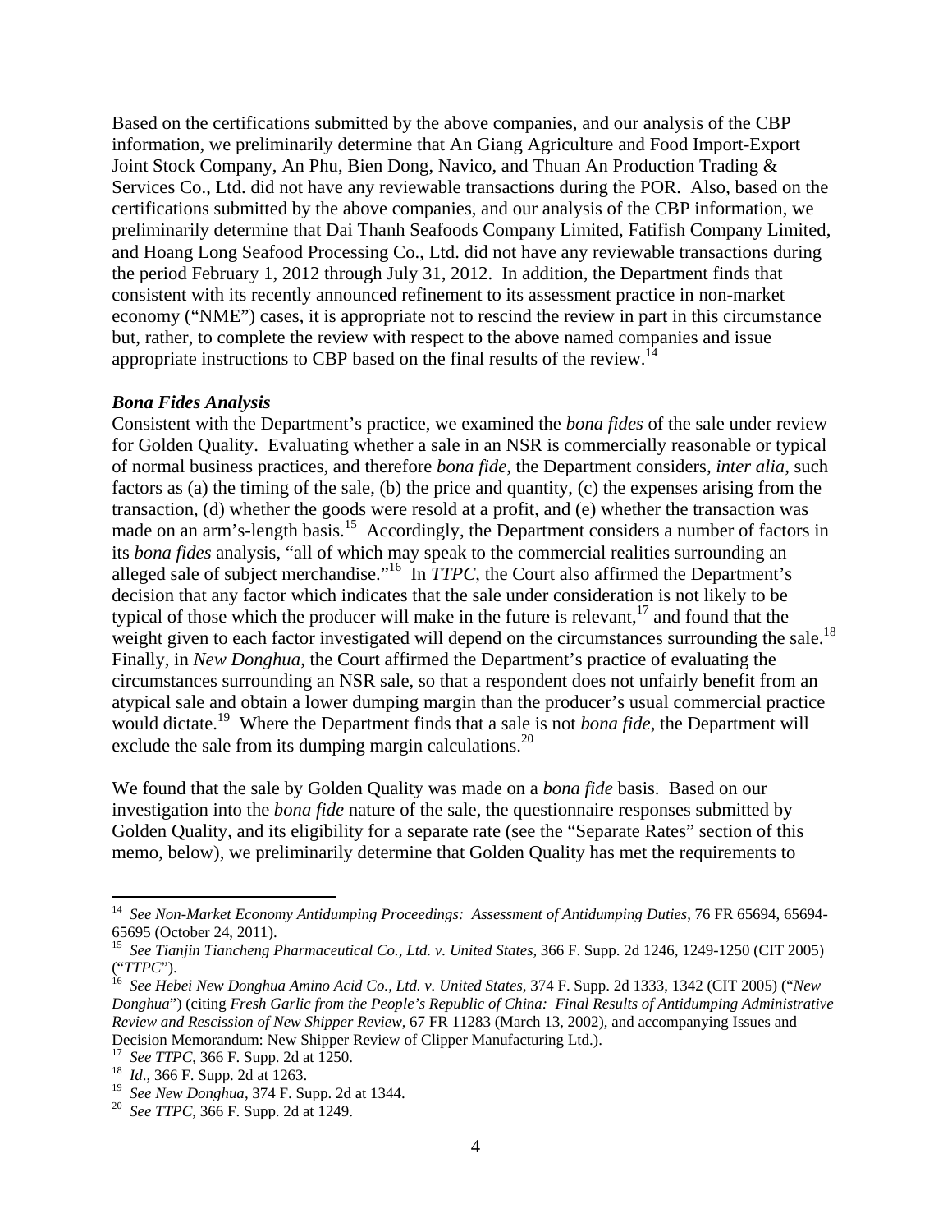Based on the certifications submitted by the above companies, and our analysis of the CBP information, we preliminarily determine that An Giang Agriculture and Food Import-Export Joint Stock Company, An Phu, Bien Dong, Navico, and Thuan An Production Trading & Services Co., Ltd. did not have any reviewable transactions during the POR. Also, based on the certifications submitted by the above companies, and our analysis of the CBP information, we preliminarily determine that Dai Thanh Seafoods Company Limited, Fatifish Company Limited, and Hoang Long Seafood Processing Co., Ltd. did not have any reviewable transactions during the period February 1, 2012 through July 31, 2012. In addition, the Department finds that consistent with its recently announced refinement to its assessment practice in non-market economy ("NME") cases, it is appropriate not to rescind the review in part in this circumstance but, rather, to complete the review with respect to the above named companies and issue appropriate instructions to CBP based on the final results of the review.[14]

***Bona Fides Analysis***

Consistent with the Department's practice, we examined the *bona fides* of the sale under review for Golden Quality. Evaluating whether a sale in an NSR is commercially reasonable or typical of normal business practices, and therefore *bona fide*, the Department considers, *inter alia*, such factors as (a) the timing of the sale, (b) the price and quantity, (c) the expenses arising from the transaction, (d) whether the goods were resold at a profit, and (e) whether the transaction was made on an arm's-length basis.[15] Accordingly, the Department considers a number of factors in its *bona fides* analysis, "all of which may speak to the commercial realities surrounding an alleged sale of subject merchandise."[16] In *TTPC*, the Court also affirmed the Department's decision that any factor which indicates that the sale under consideration is not likely to be typical of those which the producer will make in the future is relevant,[17] and found that the weight given to each factor investigated will depend on the circumstances surrounding the sale.[18] Finally, in *New Donghua*, the Court affirmed the Department's practice of evaluating the circumstances surrounding an NSR sale, so that a respondent does not unfairly benefit from an atypical sale and obtain a lower dumping margin than the producer's usual commercial practice would dictate.[19] Where the Department finds that a sale is not *bona fide*, the Department will exclude the sale from its dumping margin calculations.[20]

We found that the sale by Golden Quality was made on a *bona fide* basis. Based on our investigation into the *bona fide* nature of the sale, the questionnaire responses submitted by Golden Quality, and its eligibility for a separate rate (see the "Separate Rates" section of this memo, below), we preliminarily determine that Golden Quality has met the requirements to

---

[14] *See Non-Market Economy Antidumping Proceedings: Assessment of Antidumping Duties*, 76 FR 65694, 65694-65695 (October 24, 2011).

[15] *See Tianjin Tiancheng Pharmaceutical Co., Ltd. v. United States*, 366 F. Supp. 2d 1246, 1249-1250 (CIT 2005) ("*TTPC*").

[16] *See Hebei New Donghua Amino Acid Co., Ltd. v. United States*, 374 F. Supp. 2d 1333, 1342 (CIT 2005) ("*New Donghua*") (citing *Fresh Garlic from the People's Republic of China: Final Results of Antidumping Administrative Review and Rescission of New Shipper Review*, 67 FR 11283 (March 13, 2002), and accompanying Issues and Decision Memorandum: New Shipper Review of Clipper Manufacturing Ltd.).

[17] *See TTPC*, 366 F. Supp. 2d at 1250.

[18] *Id.*, 366 F. Supp. 2d at 1263.

[19] *See New Donghua*, 374 F. Supp. 2d at 1344.

[20] *See TTPC*, 366 F. Supp. 2d at 1249.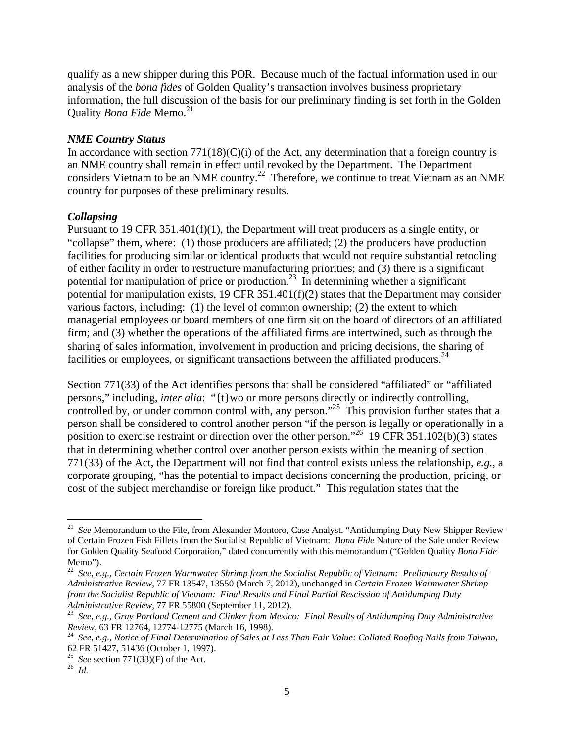qualify as a new shipper during this POR. Because much of the factual information used in our analysis of the *bona fides* of Golden Quality's transaction involves business proprietary information, the full discussion of the basis for our preliminary finding is set forth in the Golden Quality *Bona Fide* Memo.[21]

### *NME Country Status*

In accordance with section 771(18)(C)(i) of the Act, any determination that a foreign country is an NME country shall remain in effect until revoked by the Department. The Department considers Vietnam to be an NME country.[22] Therefore, we continue to treat Vietnam as an NME country for purposes of these preliminary results.

### *Collapsing*

Pursuant to 19 CFR 351.401(f)(1), the Department will treat producers as a single entity, or "collapse" them, where: (1) those producers are affiliated; (2) the producers have production facilities for producing similar or identical products that would not require substantial retooling of either facility in order to restructure manufacturing priorities; and (3) there is a significant potential for manipulation of price or production.[23] In determining whether a significant potential for manipulation exists, 19 CFR 351.401(f)(2) states that the Department may consider various factors, including: (1) the level of common ownership; (2) the extent to which managerial employees or board members of one firm sit on the board of directors of an affiliated firm; and (3) whether the operations of the affiliated firms are intertwined, such as through the sharing of sales information, involvement in production and pricing decisions, the sharing of facilities or employees, or significant transactions between the affiliated producers.[24]

Section 771(33) of the Act identifies persons that shall be considered "affiliated" or "affiliated persons," including, *inter alia*: "{t}wo or more persons directly or indirectly controlling, controlled by, or under common control with, any person."[25] This provision further states that a person shall be considered to control another person "if the person is legally or operationally in a position to exercise restraint or direction over the other person."[26] 19 CFR 351.102(b)(3) states that in determining whether control over another person exists within the meaning of section 771(33) of the Act, the Department will not find that control exists unless the relationship, *e.g.*, a corporate grouping, "has the potential to impact decisions concerning the production, pricing, or cost of the subject merchandise or foreign like product." This regulation states that the

---

[21] *See* Memorandum to the File, from Alexander Montoro, Case Analyst, "Antidumping Duty New Shipper Review of Certain Frozen Fish Fillets from the Socialist Republic of Vietnam: *Bona Fide* Nature of the Sale under Review for Golden Quality Seafood Corporation," dated concurrently with this memorandum ("Golden Quality *Bona Fide* Memo").

[22] *See*, *e.g.*, *Certain Frozen Warmwater Shrimp from the Socialist Republic of Vietnam: Preliminary Results of Administrative Review*, 77 FR 13547, 13550 (March 7, 2012), unchanged in *Certain Frozen Warmwater Shrimp from the Socialist Republic of Vietnam: Final Results and Final Partial Rescission of Antidumping Duty Administrative Review*, 77 FR 55800 (September 11, 2012).

[23] *See*, *e.g.*, *Gray Portland Cement and Clinker from Mexico: Final Results of Antidumping Duty Administrative Review*, 63 FR 12764, 12774-12775 (March 16, 1998).

[24] *See*, *e.g.*, *Notice of Final Determination of Sales at Less Than Fair Value: Collated Roofing Nails from Taiwan*, 62 FR 51427, 51436 (October 1, 1997).

[25] *See* section 771(33)(F) of the Act.

[26] *Id.*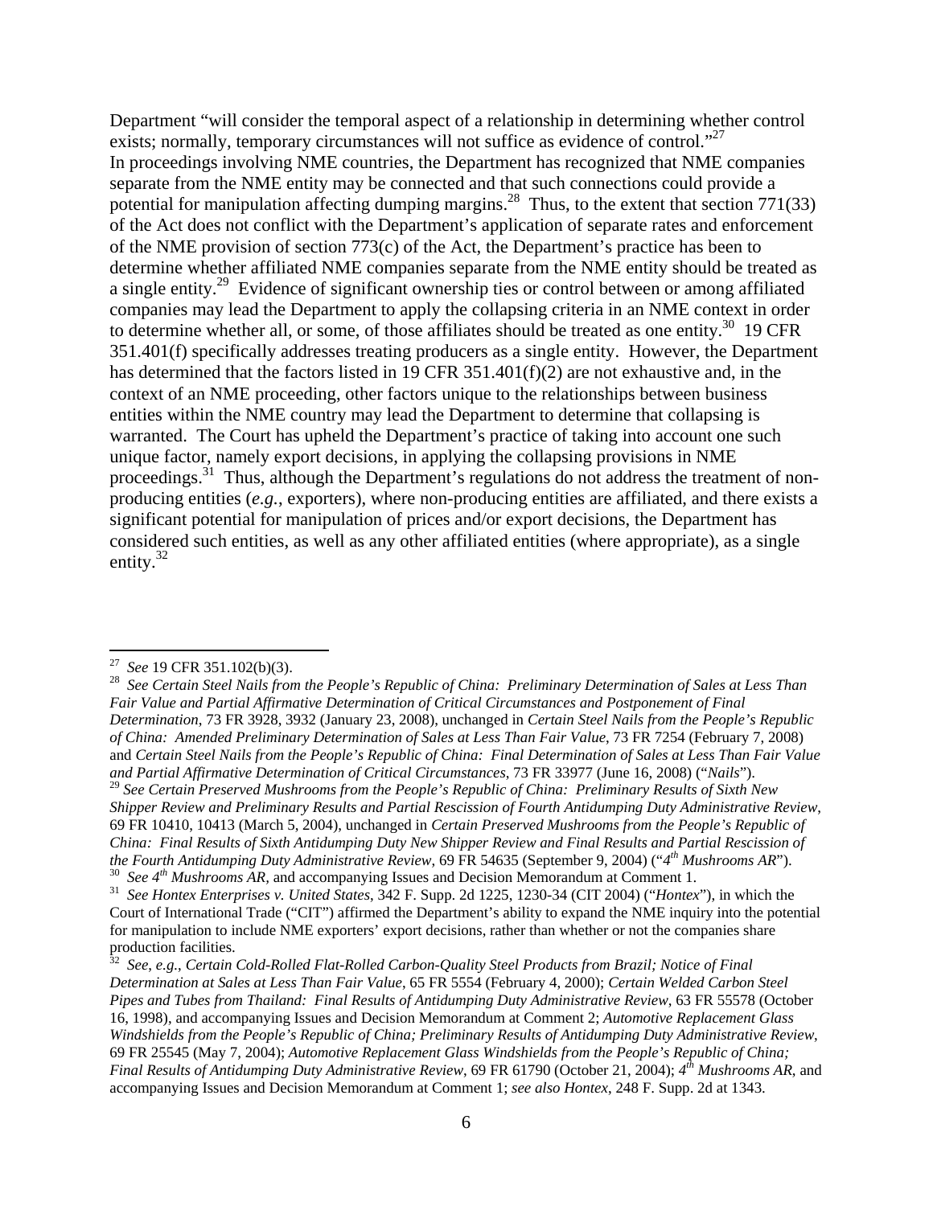Department "will consider the temporal aspect of a relationship in determining whether control exists; normally, temporary circumstances will not suffice as evidence of control."[27]

In proceedings involving NME countries, the Department has recognized that NME companies separate from the NME entity may be connected and that such connections could provide a potential for manipulation affecting dumping margins.[28] Thus, to the extent that section 771(33) of the Act does not conflict with the Department's application of separate rates and enforcement of the NME provision of section 773(c) of the Act, the Department's practice has been to determine whether affiliated NME companies separate from the NME entity should be treated as a single entity.[29] Evidence of significant ownership ties or control between or among affiliated companies may lead the Department to apply the collapsing criteria in an NME context in order to determine whether all, or some, of those affiliates should be treated as one entity.[30] 19 CFR 351.401(f) specifically addresses treating producers as a single entity. However, the Department has determined that the factors listed in 19 CFR 351.401(f)(2) are not exhaustive and, in the context of an NME proceeding, other factors unique to the relationships between business entities within the NME country may lead the Department to determine that collapsing is warranted. The Court has upheld the Department's practice of taking into account one such unique factor, namely export decisions, in applying the collapsing provisions in NME proceedings.[31] Thus, although the Department's regulations do not address the treatment of non-producing entities (*e.g.*, exporters), where non-producing entities are affiliated, and there exists a significant potential for manipulation of prices and/or export decisions, the Department has considered such entities, as well as any other affiliated entities (where appropriate), as a single entity.[32]

---

[27] *See* 19 CFR 351.102(b)(3).

[28] *See Certain Steel Nails from the People's Republic of China: Preliminary Determination of Sales at Less Than Fair Value and Partial Affirmative Determination of Critical Circumstances and Postponement of Final Determination*, 73 FR 3928, 3932 (January 23, 2008), unchanged in *Certain Steel Nails from the People's Republic of China: Amended Preliminary Determination of Sales at Less Than Fair Value*, 73 FR 7254 (February 7, 2008) and *Certain Steel Nails from the People's Republic of China: Final Determination of Sales at Less Than Fair Value and Partial Affirmative Determination of Critical Circumstances*, 73 FR 33977 (June 16, 2008) ("*Nails*").

[29] *See Certain Preserved Mushrooms from the People's Republic of China: Preliminary Results of Sixth New Shipper Review and Preliminary Results and Partial Rescission of Fourth Antidumping Duty Administrative Review*, 69 FR 10410, 10413 (March 5, 2004), unchanged in *Certain Preserved Mushrooms from the People's Republic of China: Final Results of Sixth Antidumping Duty New Shipper Review and Final Results and Partial Rescission of the Fourth Antidumping Duty Administrative Review*, 69 FR 54635 (September 9, 2004) ("*4th Mushrooms AR*").

[30] *See 4th Mushrooms AR*, and accompanying Issues and Decision Memorandum at Comment 1.

[31] *See Hontex Enterprises v. United States*, 342 F. Supp. 2d 1225, 1230-34 (CIT 2004) ("*Hontex*"), in which the Court of International Trade ("CIT") affirmed the Department's ability to expand the NME inquiry into the potential for manipulation to include NME exporters' export decisions, rather than whether or not the companies share production facilities.

[32] *See, e.g., Certain Cold-Rolled Flat-Rolled Carbon-Quality Steel Products from Brazil; Notice of Final Determination at Sales at Less Than Fair Value*, 65 FR 5554 (February 4, 2000); *Certain Welded Carbon Steel Pipes and Tubes from Thailand: Final Results of Antidumping Duty Administrative Review*, 63 FR 55578 (October 16, 1998), and accompanying Issues and Decision Memorandum at Comment 2; *Automotive Replacement Glass Windshields from the People's Republic of China; Preliminary Results of Antidumping Duty Administrative Review*, 69 FR 25545 (May 7, 2004); *Automotive Replacement Glass Windshields from the People's Republic of China; Final Results of Antidumping Duty Administrative Review*, 69 FR 61790 (October 21, 2004); *4th Mushrooms AR*, and accompanying Issues and Decision Memorandum at Comment 1; *see also Hontex*, 248 F. Supp. 2d at 1343.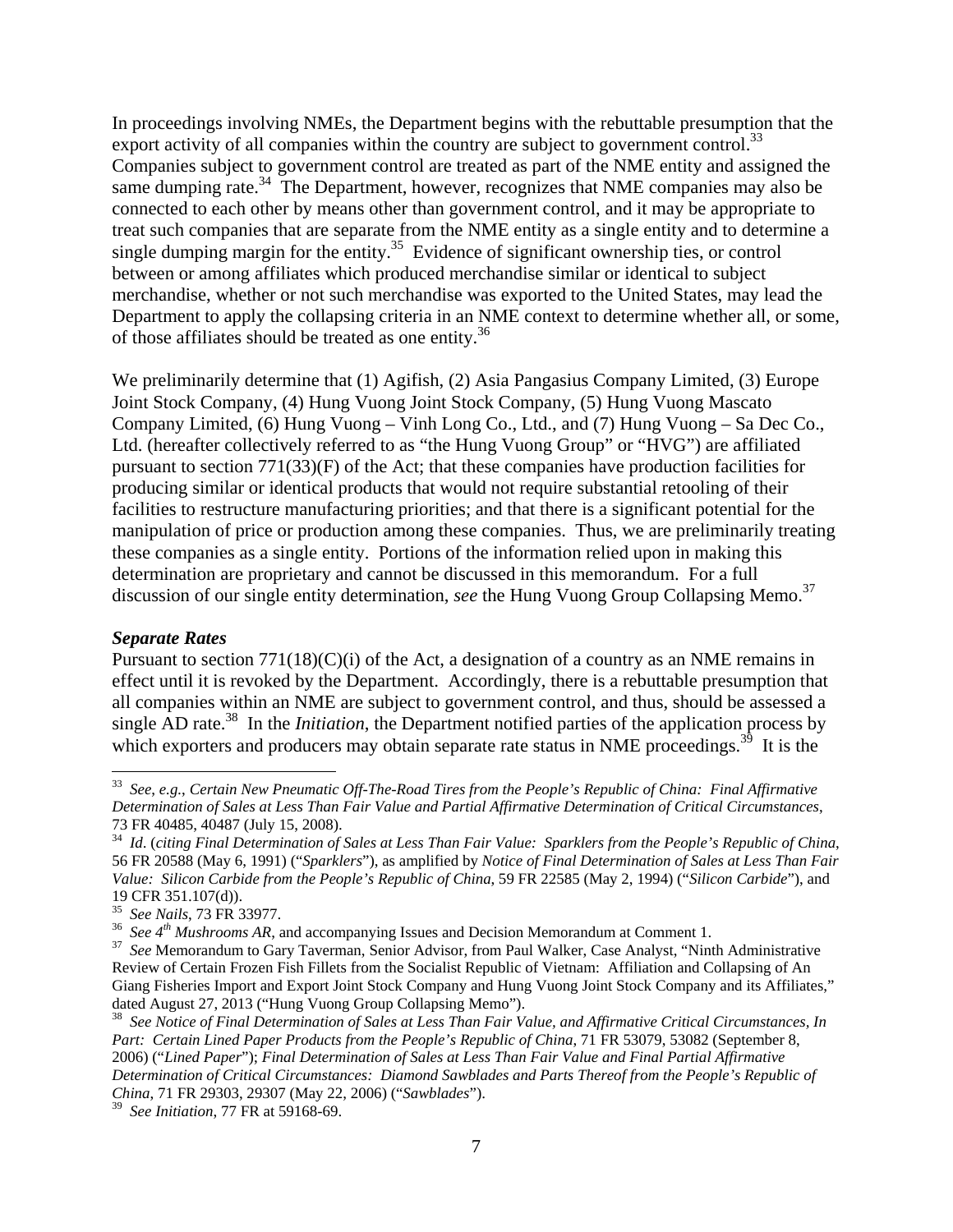In proceedings involving NMEs, the Department begins with the rebuttable presumption that the export activity of all companies within the country are subject to government control.[33] Companies subject to government control are treated as part of the NME entity and assigned the same dumping rate.[34] The Department, however, recognizes that NME companies may also be connected to each other by means other than government control, and it may be appropriate to treat such companies that are separate from the NME entity as a single entity and to determine a single dumping margin for the entity.[35] Evidence of significant ownership ties, or control between or among affiliates which produced merchandise similar or identical to subject merchandise, whether or not such merchandise was exported to the United States, may lead the Department to apply the collapsing criteria in an NME context to determine whether all, or some, of those affiliates should be treated as one entity.[36]

We preliminarily determine that (1) Agifish, (2) Asia Pangasius Company Limited, (3) Europe Joint Stock Company, (4) Hung Vuong Joint Stock Company, (5) Hung Vuong Mascato Company Limited, (6) Hung Vuong – Vinh Long Co., Ltd., and (7) Hung Vuong – Sa Dec Co., Ltd. (hereafter collectively referred to as "the Hung Vuong Group" or "HVG") are affiliated pursuant to section 771(33)(F) of the Act; that these companies have production facilities for producing similar or identical products that would not require substantial retooling of their facilities to restructure manufacturing priorities; and that there is a significant potential for the manipulation of price or production among these companies. Thus, we are preliminarily treating these companies as a single entity. Portions of the information relied upon in making this determination are proprietary and cannot be discussed in this memorandum. For a full discussion of our single entity determination, *see* the Hung Vuong Group Collapsing Memo.[37]

***Separate Rates***

Pursuant to section 771(18)(C)(i) of the Act, a designation of a country as an NME remains in effect until it is revoked by the Department. Accordingly, there is a rebuttable presumption that all companies within an NME are subject to government control, and thus, should be assessed a single AD rate.[38] In the *Initiation*, the Department notified parties of the application process by which exporters and producers may obtain separate rate status in NME proceedings.[39] It is the

---

[33] *See, e.g., Certain New Pneumatic Off-The-Road Tires from the People's Republic of China: Final Affirmative Determination of Sales at Less Than Fair Value and Partial Affirmative Determination of Critical Circumstances*, 73 FR 40485, 40487 (July 15, 2008).

[34] *Id*. (*citing Final Determination of Sales at Less Than Fair Value: Sparklers from the People's Republic of China*, 56 FR 20588 (May 6, 1991) ("*Sparklers*"), as amplified by *Notice of Final Determination of Sales at Less Than Fair Value: Silicon Carbide from the People's Republic of China*, 59 FR 22585 (May 2, 1994) ("*Silicon Carbide*"), and 19 CFR 351.107(d)).

[35] *See Nails*, 73 FR 33977.

[36] *See 4th Mushrooms AR*, and accompanying Issues and Decision Memorandum at Comment 1.

[37] *See* Memorandum to Gary Taverman, Senior Advisor, from Paul Walker, Case Analyst, "Ninth Administrative Review of Certain Frozen Fish Fillets from the Socialist Republic of Vietnam: Affiliation and Collapsing of An Giang Fisheries Import and Export Joint Stock Company and Hung Vuong Joint Stock Company and its Affiliates," dated August 27, 2013 ("Hung Vuong Group Collapsing Memo").

[38] *See Notice of Final Determination of Sales at Less Than Fair Value, and Affirmative Critical Circumstances, In Part: Certain Lined Paper Products from the People's Republic of China*, 71 FR 53079, 53082 (September 8, 2006) ("*Lined Paper*"); *Final Determination of Sales at Less Than Fair Value and Final Partial Affirmative Determination of Critical Circumstances: Diamond Sawblades and Parts Thereof from the People's Republic of China*, 71 FR 29303, 29307 (May 22, 2006) ("*Sawblades*").

[39] *See Initiation*, 77 FR at 59168-69.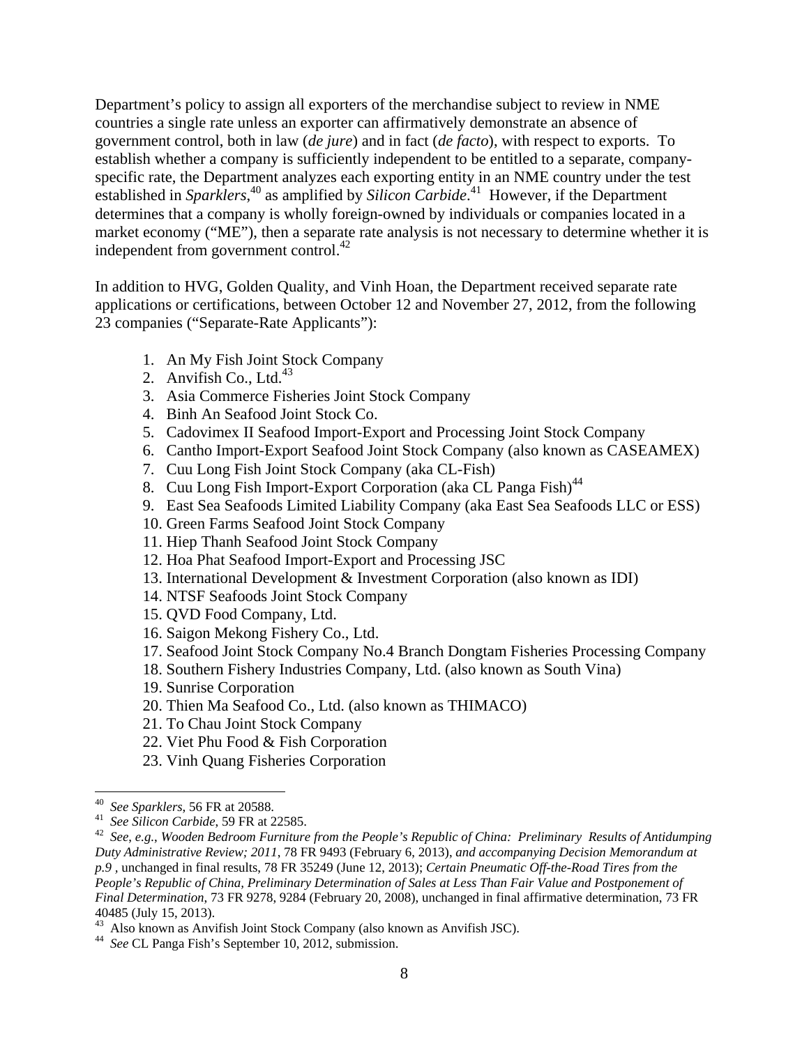Department's policy to assign all exporters of the merchandise subject to review in NME countries a single rate unless an exporter can affirmatively demonstrate an absence of government control, both in law (*de jure*) and in fact (*de facto*), with respect to exports. To establish whether a company is sufficiently independent to be entitled to a separate, company-specific rate, the Department analyzes each exporting entity in an NME country under the test established in *Sparklers*,[40] as amplified by *Silicon Carbide*.[41] However, if the Department determines that a company is wholly foreign-owned by individuals or companies located in a market economy ("ME"), then a separate rate analysis is not necessary to determine whether it is independent from government control.[42]

In addition to HVG, Golden Quality, and Vinh Hoan, the Department received separate rate applications or certifications, between October 12 and November 27, 2012, from the following 23 companies ("Separate-Rate Applicants"):

1. An My Fish Joint Stock Company
2. Anvifish Co., Ltd.[43]
3. Asia Commerce Fisheries Joint Stock Company
4. Binh An Seafood Joint Stock Co.
5. Cadovimex II Seafood Import-Export and Processing Joint Stock Company
6. Cantho Import-Export Seafood Joint Stock Company (also known as CASEAMEX)
7. Cuu Long Fish Joint Stock Company (aka CL-Fish)
8. Cuu Long Fish Import-Export Corporation (aka CL Panga Fish)[44]
9. East Sea Seafoods Limited Liability Company (aka East Sea Seafoods LLC or ESS)
10. Green Farms Seafood Joint Stock Company
11. Hiep Thanh Seafood Joint Stock Company
12. Hoa Phat Seafood Import-Export and Processing JSC
13. International Development & Investment Corporation (also known as IDI)
14. NTSF Seafoods Joint Stock Company
15. QVD Food Company, Ltd.
16. Saigon Mekong Fishery Co., Ltd.
17. Seafood Joint Stock Company No.4 Branch Dongtam Fisheries Processing Company
18. Southern Fishery Industries Company, Ltd. (also known as South Vina)
19. Sunrise Corporation
20. Thien Ma Seafood Co., Ltd. (also known as THIMACO)
21. To Chau Joint Stock Company
22. Viet Phu Food & Fish Corporation
23. Vinh Quang Fisheries Corporation

---

[40] *See Sparklers*, 56 FR at 20588.

[41] *See Silicon Carbide*, 59 FR at 22585.

[42] *See, e.g., Wooden Bedroom Furniture from the People's Republic of China: Preliminary Results of Antidumping Duty Administrative Review; 2011*, 78 FR 9493 (February 6, 2013), *and accompanying Decision Memorandum at p.9* , unchanged in final results, 78 FR 35249 (June 12, 2013); *Certain Pneumatic Off-the-Road Tires from the People's Republic of China, Preliminary Determination of Sales at Less Than Fair Value and Postponement of Final Determination*, 73 FR 9278, 9284 (February 20, 2008), unchanged in final affirmative determination, 73 FR 40485 (July 15, 2013).

[43] Also known as Anvifish Joint Stock Company (also known as Anvifish JSC).

[44] *See* CL Panga Fish's September 10, 2012, submission.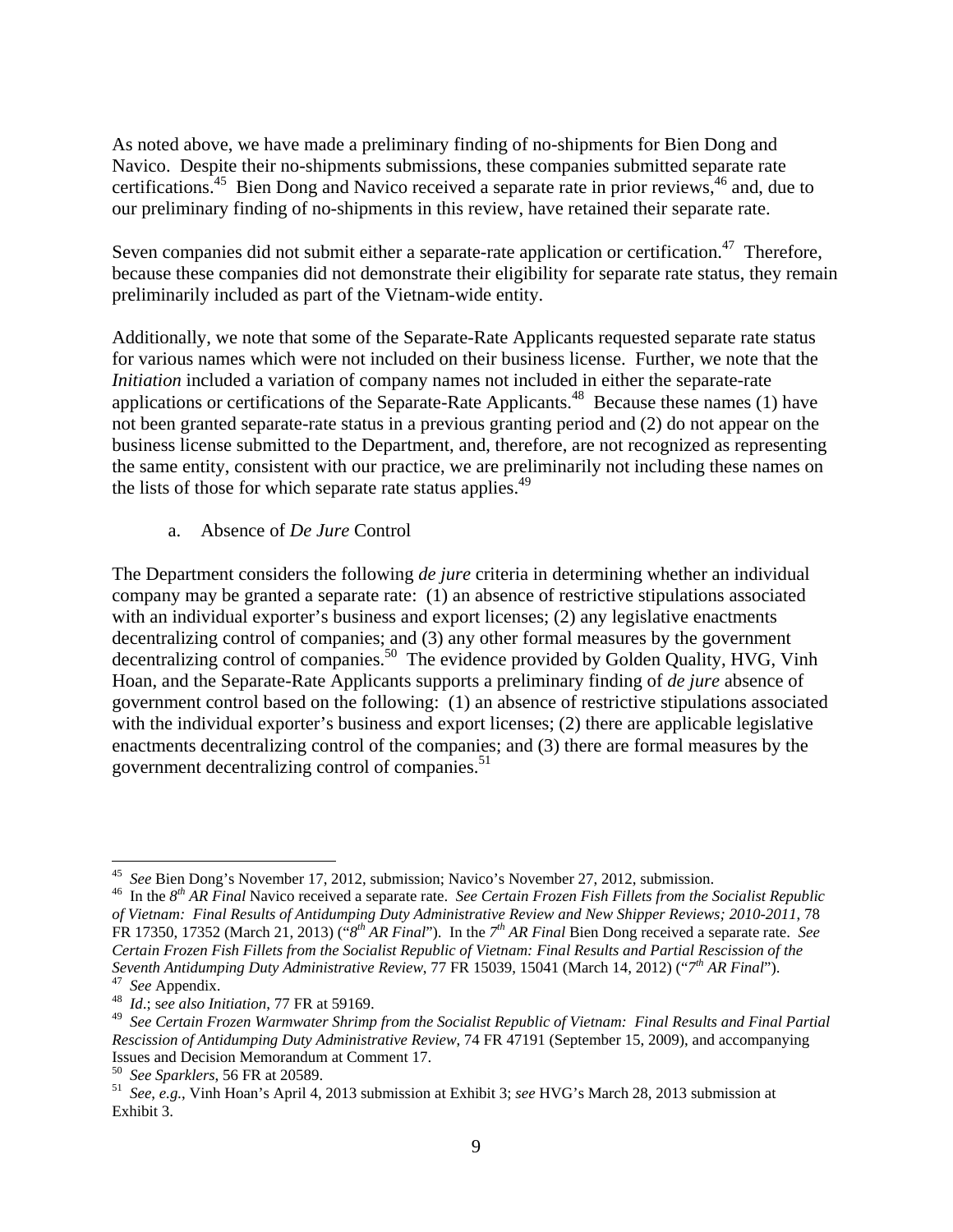As noted above, we have made a preliminary finding of no-shipments for Bien Dong and Navico. Despite their no-shipments submissions, these companies submitted separate rate certifications.[45] Bien Dong and Navico received a separate rate in prior reviews,[46] and, due to our preliminary finding of no-shipments in this review, have retained their separate rate.

Seven companies did not submit either a separate-rate application or certification.[47] Therefore, because these companies did not demonstrate their eligibility for separate rate status, they remain preliminarily included as part of the Vietnam-wide entity.

Additionally, we note that some of the Separate-Rate Applicants requested separate rate status for various names which were not included on their business license. Further, we note that the *Initiation* included a variation of company names not included in either the separate-rate applications or certifications of the Separate-Rate Applicants.[48] Because these names (1) have not been granted separate-rate status in a previous granting period and (2) do not appear on the business license submitted to the Department, and, therefore, are not recognized as representing the same entity, consistent with our practice, we are preliminarily not including these names on the lists of those for which separate rate status applies.[49]

a. Absence of *De Jure* Control

The Department considers the following *de jure* criteria in determining whether an individual company may be granted a separate rate: (1) an absence of restrictive stipulations associated with an individual exporter's business and export licenses; (2) any legislative enactments decentralizing control of companies; and (3) any other formal measures by the government decentralizing control of companies.[50] The evidence provided by Golden Quality, HVG, Vinh Hoan, and the Separate-Rate Applicants supports a preliminary finding of *de jure* absence of government control based on the following: (1) an absence of restrictive stipulations associated with the individual exporter's business and export licenses; (2) there are applicable legislative enactments decentralizing control of the companies; and (3) there are formal measures by the government decentralizing control of companies.[51]

---

[45] *See* Bien Dong's November 17, 2012, submission; Navico's November 27, 2012, submission.

[46] In the *8th AR Final* Navico received a separate rate. *See Certain Frozen Fish Fillets from the Socialist Republic of Vietnam: Final Results of Antidumping Duty Administrative Review and New Shipper Reviews; 2010-2011*, 78 FR 17350, 17352 (March 21, 2013) ("*8th AR Final*"). In the *7th AR Final* Bien Dong received a separate rate. *See Certain Frozen Fish Fillets from the Socialist Republic of Vietnam: Final Results and Partial Rescission of the Seventh Antidumping Duty Administrative Review*, 77 FR 15039, 15041 (March 14, 2012) ("*7th AR Final*").

[47] *See* Appendix.

[48] *Id*.; *see also Initiation*, 77 FR at 59169.

[49] *See Certain Frozen Warmwater Shrimp from the Socialist Republic of Vietnam: Final Results and Final Partial Rescission of Antidumping Duty Administrative Review*, 74 FR 47191 (September 15, 2009), and accompanying Issues and Decision Memorandum at Comment 17.

[50] *See Sparklers*, 56 FR at 20589.

[51] *See*, *e.g.*, Vinh Hoan's April 4, 2013 submission at Exhibit 3; *see* HVG's March 28, 2013 submission at Exhibit 3.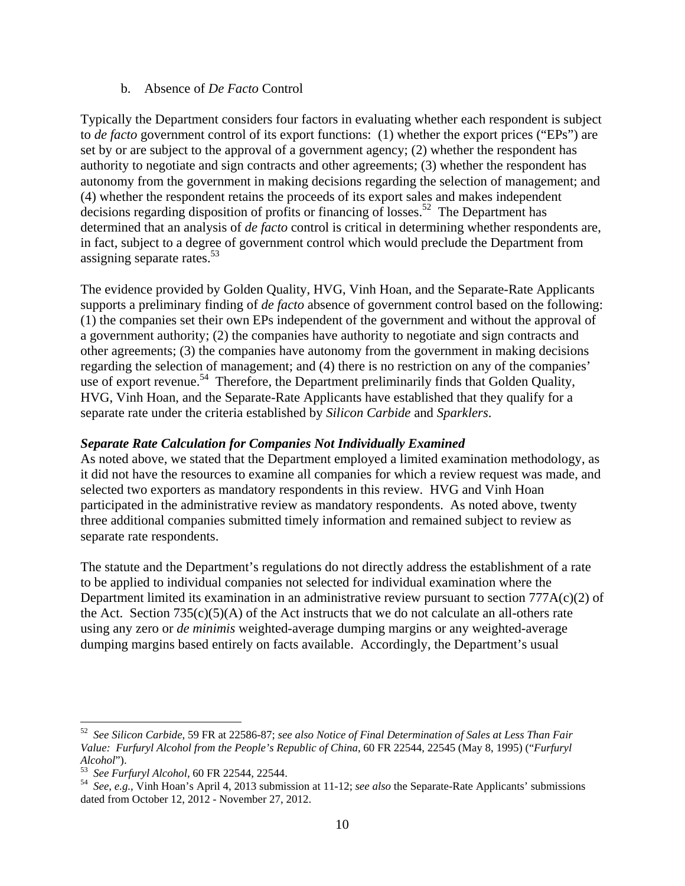b. Absence of *De Facto* Control

Typically the Department considers four factors in evaluating whether each respondent is subject to *de facto* government control of its export functions: (1) whether the export prices ("EPs") are set by or are subject to the approval of a government agency; (2) whether the respondent has authority to negotiate and sign contracts and other agreements; (3) whether the respondent has autonomy from the government in making decisions regarding the selection of management; and (4) whether the respondent retains the proceeds of its export sales and makes independent decisions regarding disposition of profits or financing of losses.[52] The Department has determined that an analysis of *de facto* control is critical in determining whether respondents are, in fact, subject to a degree of government control which would preclude the Department from assigning separate rates.[53]

The evidence provided by Golden Quality, HVG, Vinh Hoan, and the Separate-Rate Applicants supports a preliminary finding of *de facto* absence of government control based on the following: (1) the companies set their own EPs independent of the government and without the approval of a government authority; (2) the companies have authority to negotiate and sign contracts and other agreements; (3) the companies have autonomy from the government in making decisions regarding the selection of management; and (4) there is no restriction on any of the companies' use of export revenue.[54] Therefore, the Department preliminarily finds that Golden Quality, HVG, Vinh Hoan, and the Separate-Rate Applicants have established that they qualify for a separate rate under the criteria established by *Silicon Carbide* and *Sparklers*.

***Separate Rate Calculation for Companies Not Individually Examined***

As noted above, we stated that the Department employed a limited examination methodology, as it did not have the resources to examine all companies for which a review request was made, and selected two exporters as mandatory respondents in this review. HVG and Vinh Hoan participated in the administrative review as mandatory respondents. As noted above, twenty three additional companies submitted timely information and remained subject to review as separate rate respondents.

The statute and the Department's regulations do not directly address the establishment of a rate to be applied to individual companies not selected for individual examination where the Department limited its examination in an administrative review pursuant to section 777A(c)(2) of the Act. Section 735(c)(5)(A) of the Act instructs that we do not calculate an all-others rate using any zero or *de minimis* weighted-average dumping margins or any weighted-average dumping margins based entirely on facts available. Accordingly, the Department's usual

---

[52] *See Silicon Carbide*, 59 FR at 22586-87; *see also Notice of Final Determination of Sales at Less Than Fair Value: Furfuryl Alcohol from the People's Republic of China*, 60 FR 22544, 22545 (May 8, 1995) ("*Furfuryl Alcohol*").

[53] *See Furfuryl Alcohol*, 60 FR 22544, 22544.

[54] *See*, *e.g.*, Vinh Hoan's April 4, 2013 submission at 11-12; *see also* the Separate-Rate Applicants' submissions dated from October 12, 2012 - November 27, 2012.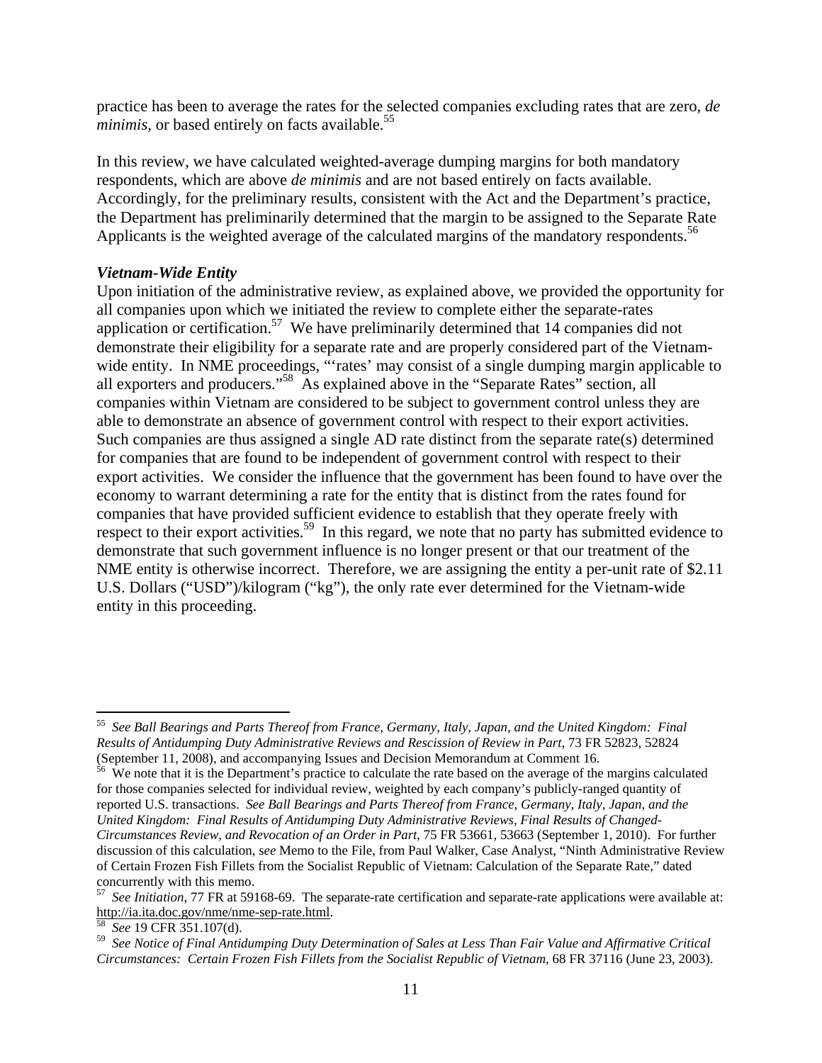practice has been to average the rates for the selected companies excluding rates that are zero, *de minimis*, or based entirely on facts available.[55]

In this review, we have calculated weighted-average dumping margins for both mandatory respondents, which are above *de minimis* and are not based entirely on facts available. Accordingly, for the preliminary results, consistent with the Act and the Department's practice, the Department has preliminarily determined that the margin to be assigned to the Separate Rate Applicants is the weighted average of the calculated margins of the mandatory respondents.[56]

### *Vietnam-Wide Entity*

Upon initiation of the administrative review, as explained above, we provided the opportunity for all companies upon which we initiated the review to complete either the separate-rates application or certification.[57] We have preliminarily determined that 14 companies did not demonstrate their eligibility for a separate rate and are properly considered part of the Vietnam-wide entity. In NME proceedings, "'rates' may consist of a single dumping margin applicable to all exporters and producers."[58] As explained above in the "Separate Rates" section, all companies within Vietnam are considered to be subject to government control unless they are able to demonstrate an absence of government control with respect to their export activities. Such companies are thus assigned a single AD rate distinct from the separate rate(s) determined for companies that are found to be independent of government control with respect to their export activities. We consider the influence that the government has been found to have over the economy to warrant determining a rate for the entity that is distinct from the rates found for companies that have provided sufficient evidence to establish that they operate freely with respect to their export activities.[59] In this regard, we note that no party has submitted evidence to demonstrate that such government influence is no longer present or that our treatment of the NME entity is otherwise incorrect. Therefore, we are assigning the entity a per-unit rate of $2.11 U.S. Dollars ("USD")/kilogram ("kg"), the only rate ever determined for the Vietnam-wide entity in this proceeding.

---

[55] *See Ball Bearings and Parts Thereof from France, Germany, Italy, Japan, and the United Kingdom: Final Results of Antidumping Duty Administrative Reviews and Rescission of Review in Part*, 73 FR 52823, 52824 (September 11, 2008), and accompanying Issues and Decision Memorandum at Comment 16.

[56] We note that it is the Department's practice to calculate the rate based on the average of the margins calculated for those companies selected for individual review, weighted by each company's publicly-ranged quantity of reported U.S. transactions. *See Ball Bearings and Parts Thereof from France, Germany, Italy, Japan, and the United Kingdom: Final Results of Antidumping Duty Administrative Reviews, Final Results of Changed-Circumstances Review, and Revocation of an Order in Part*, 75 FR 53661, 53663 (September 1, 2010). For further discussion of this calculation, s*ee* Memo to the File, from Paul Walker, Case Analyst, "Ninth Administrative Review of Certain Frozen Fish Fillets from the Socialist Republic of Vietnam: Calculation of the Separate Rate," dated concurrently with this memo.

[57] *See Initiation*, 77 FR at 59168-69. The separate-rate certification and separate-rate applications were available at: http://ia.ita.doc.gov/nme/nme-sep-rate.html.

[58] *See* 19 CFR 351.107(d).

[59] *See Notice of Final Antidumping Duty Determination of Sales at Less Than Fair Value and Affirmative Critical Circumstances: Certain Frozen Fish Fillets from the Socialist Republic of Vietnam*, 68 FR 37116 (June 23, 2003).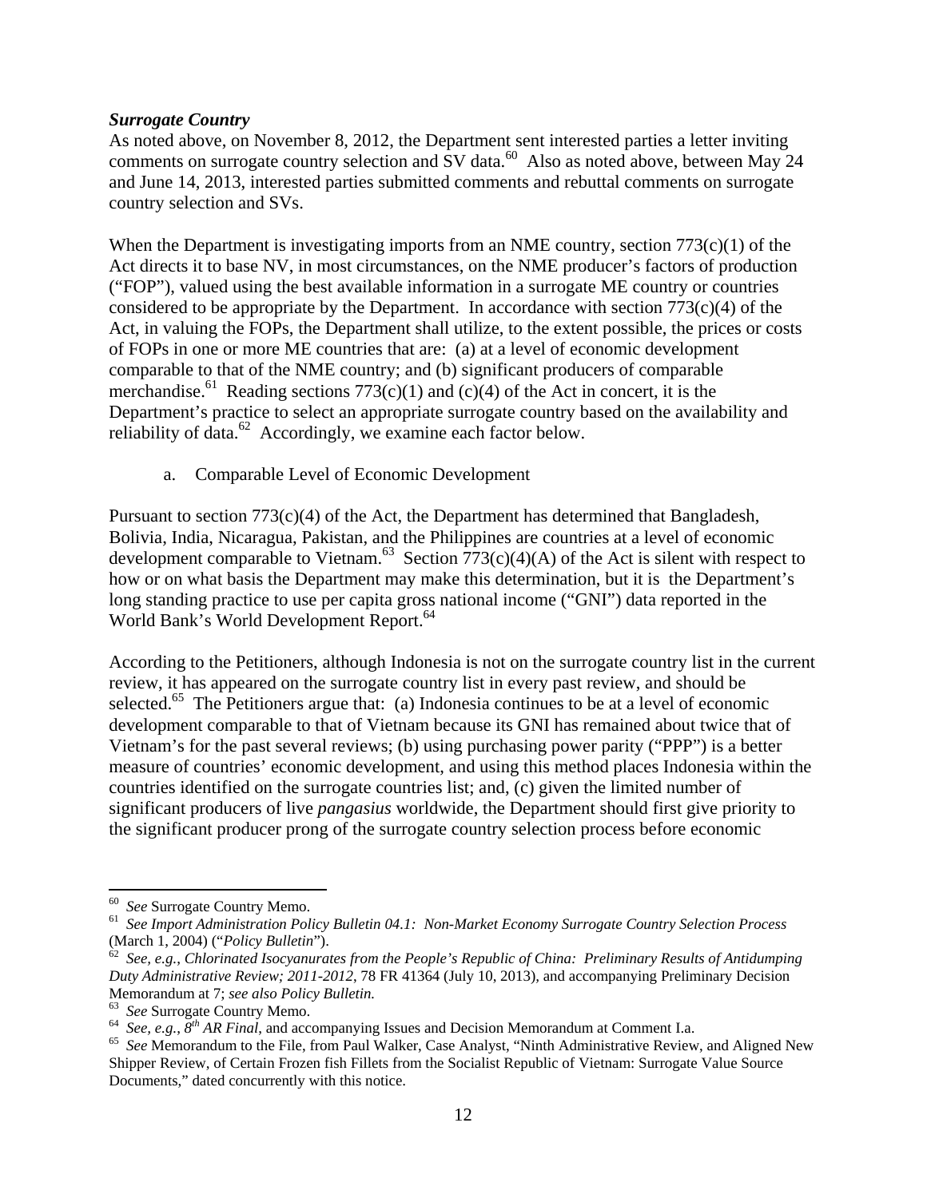***Surrogate Country***

As noted above, on November 8, 2012, the Department sent interested parties a letter inviting comments on surrogate country selection and SV data.[60] Also as noted above, between May 24 and June 14, 2013, interested parties submitted comments and rebuttal comments on surrogate country selection and SVs.

When the Department is investigating imports from an NME country, section 773(c)(1) of the Act directs it to base NV, in most circumstances, on the NME producer's factors of production ("FOP"), valued using the best available information in a surrogate ME country or countries considered to be appropriate by the Department. In accordance with section 773(c)(4) of the Act, in valuing the FOPs, the Department shall utilize, to the extent possible, the prices or costs of FOPs in one or more ME countries that are: (a) at a level of economic development comparable to that of the NME country; and (b) significant producers of comparable merchandise.[61] Reading sections 773(c)(1) and (c)(4) of the Act in concert, it is the Department's practice to select an appropriate surrogate country based on the availability and reliability of data.[62] Accordingly, we examine each factor below.

a. Comparable Level of Economic Development

Pursuant to section 773(c)(4) of the Act, the Department has determined that Bangladesh, Bolivia, India, Nicaragua, Pakistan, and the Philippines are countries at a level of economic development comparable to Vietnam.[63] Section 773(c)(4)(A) of the Act is silent with respect to how or on what basis the Department may make this determination, but it is the Department's long standing practice to use per capita gross national income ("GNI") data reported in the World Bank's World Development Report.[64]

According to the Petitioners, although Indonesia is not on the surrogate country list in the current review, it has appeared on the surrogate country list in every past review, and should be selected.[65] The Petitioners argue that: (a) Indonesia continues to be at a level of economic development comparable to that of Vietnam because its GNI has remained about twice that of Vietnam's for the past several reviews; (b) using purchasing power parity ("PPP") is a better measure of countries' economic development, and using this method places Indonesia within the countries identified on the surrogate countries list; and, (c) given the limited number of significant producers of live *pangasius* worldwide, the Department should first give priority to the significant producer prong of the surrogate country selection process before economic

---

[60] *See* Surrogate Country Memo.

[61] *See Import Administration Policy Bulletin 04.1: Non-Market Economy Surrogate Country Selection Process* (March 1, 2004) ("*Policy Bulletin*").

[62] *See, e.g., Chlorinated Isocyanurates from the People's Republic of China: Preliminary Results of Antidumping Duty Administrative Review; 2011-2012*, 78 FR 41364 (July 10, 2013), and accompanying Preliminary Decision Memorandum at 7; *see also Policy Bulletin.*

[63] *See* Surrogate Country Memo.

[64] *See, e.g., 8th AR Final*, and accompanying Issues and Decision Memorandum at Comment I.a.

[65] *See* Memorandum to the File, from Paul Walker, Case Analyst, "Ninth Administrative Review, and Aligned New Shipper Review, of Certain Frozen fish Fillets from the Socialist Republic of Vietnam: Surrogate Value Source Documents," dated concurrently with this notice.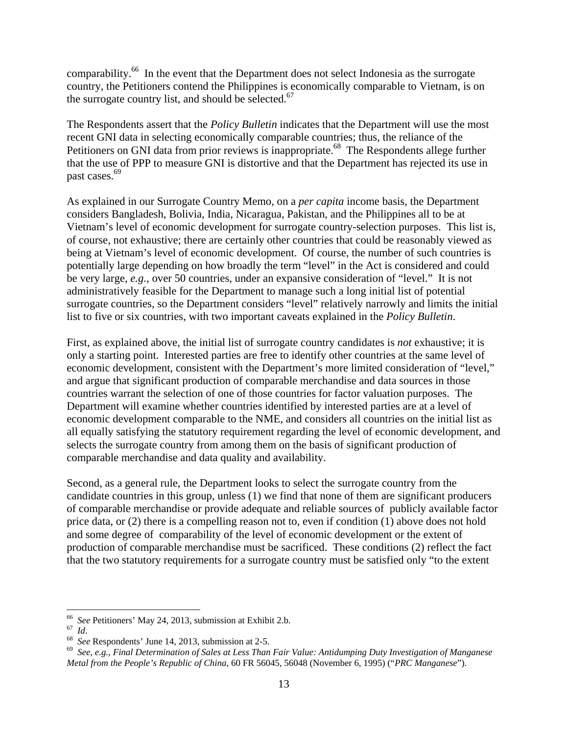comparability.[66] In the event that the Department does not select Indonesia as the surrogate country, the Petitioners contend the Philippines is economically comparable to Vietnam, is on the surrogate country list, and should be selected.[67]

The Respondents assert that the *Policy Bulletin* indicates that the Department will use the most recent GNI data in selecting economically comparable countries; thus, the reliance of the Petitioners on GNI data from prior reviews is inappropriate.[68] The Respondents allege further that the use of PPP to measure GNI is distortive and that the Department has rejected its use in past cases.[69]

As explained in our Surrogate Country Memo, on a *per capita* income basis, the Department considers Bangladesh, Bolivia, India, Nicaragua, Pakistan, and the Philippines all to be at Vietnam's level of economic development for surrogate country-selection purposes. This list is, of course, not exhaustive; there are certainly other countries that could be reasonably viewed as being at Vietnam's level of economic development. Of course, the number of such countries is potentially large depending on how broadly the term "level" in the Act is considered and could be very large, *e.g.*, over 50 countries, under an expansive consideration of "level." It is not administratively feasible for the Department to manage such a long initial list of potential surrogate countries, so the Department considers "level" relatively narrowly and limits the initial list to five or six countries, with two important caveats explained in the *Policy Bulletin*.

First, as explained above, the initial list of surrogate country candidates is *not* exhaustive; it is only a starting point. Interested parties are free to identify other countries at the same level of economic development, consistent with the Department's more limited consideration of "level," and argue that significant production of comparable merchandise and data sources in those countries warrant the selection of one of those countries for factor valuation purposes. The Department will examine whether countries identified by interested parties are at a level of economic development comparable to the NME, and considers all countries on the initial list as all equally satisfying the statutory requirement regarding the level of economic development, and selects the surrogate country from among them on the basis of significant production of comparable merchandise and data quality and availability.

Second, as a general rule, the Department looks to select the surrogate country from the candidate countries in this group, unless (1) we find that none of them are significant producers of comparable merchandise or provide adequate and reliable sources of publicly available factor price data, or (2) there is a compelling reason not to, even if condition (1) above does not hold and some degree of comparability of the level of economic development or the extent of production of comparable merchandise must be sacrificed. These conditions (2) reflect the fact that the two statutory requirements for a surrogate country must be satisfied only "to the extent

---

[66] *See* Petitioners' May 24, 2013, submission at Exhibit 2.b.

[67] *Id*.

[68] *See* Respondents' June 14, 2013, submission at 2-5.

[69] *See, e.g., Final Determination of Sales at Less Than Fair Value: Antidumping Duty Investigation of Manganese Metal from the People's Republic of China,* 60 FR 56045, 56048 (November 6, 1995) ("*PRC Manganese*").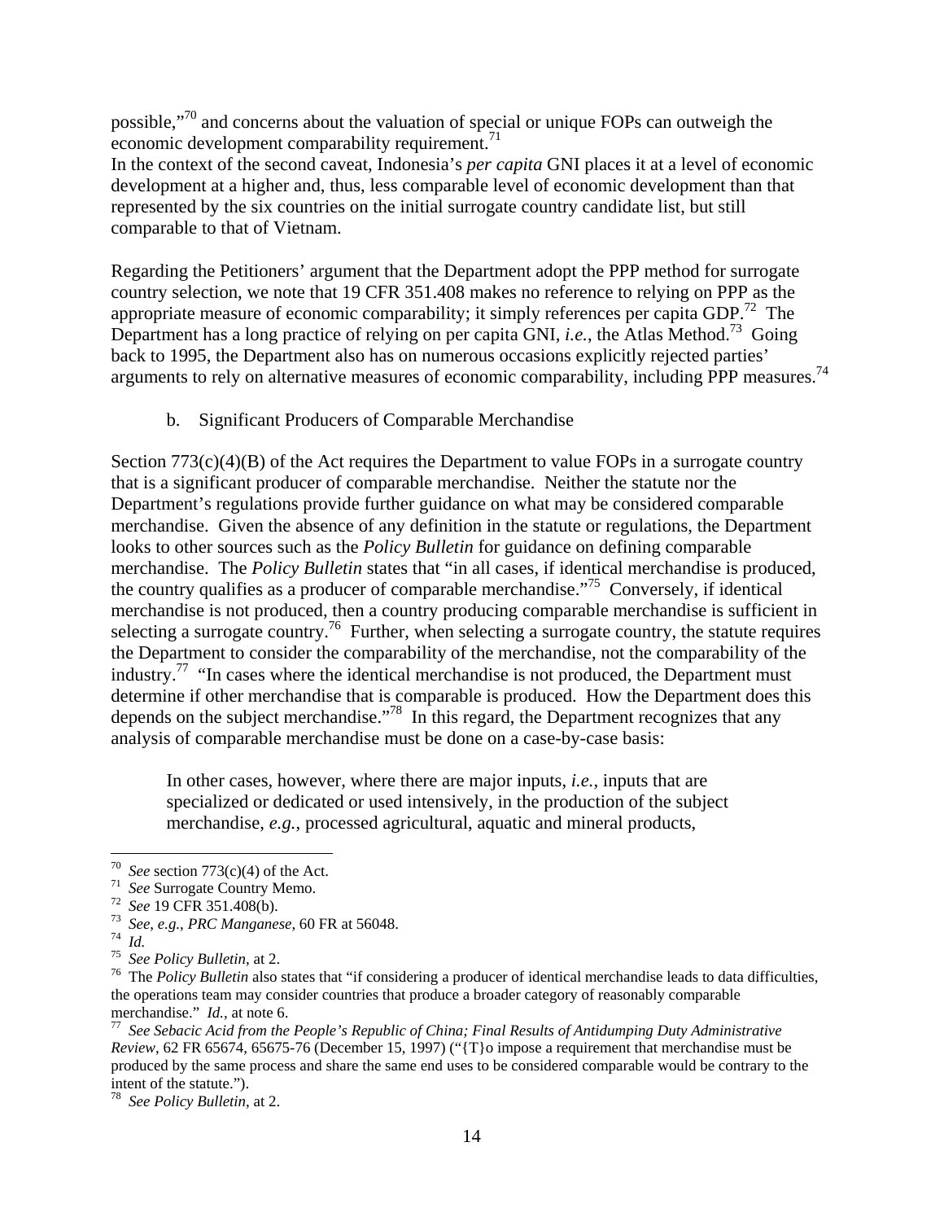possible,"[70] and concerns about the valuation of special or unique FOPs can outweigh the economic development comparability requirement.[71]
In the context of the second caveat, Indonesia's *per capita* GNI places it at a level of economic development at a higher and, thus, less comparable level of economic development than that represented by the six countries on the initial surrogate country candidate list, but still comparable to that of Vietnam.

Regarding the Petitioners' argument that the Department adopt the PPP method for surrogate country selection, we note that 19 CFR 351.408 makes no reference to relying on PPP as the appropriate measure of economic comparability; it simply references per capita GDP.[72] The Department has a long practice of relying on per capita GNI, *i.e.*, the Atlas Method.[73] Going back to 1995, the Department also has on numerous occasions explicitly rejected parties' arguments to rely on alternative measures of economic comparability, including PPP measures.[74]

b. Significant Producers of Comparable Merchandise

Section 773(c)(4)(B) of the Act requires the Department to value FOPs in a surrogate country that is a significant producer of comparable merchandise. Neither the statute nor the Department's regulations provide further guidance on what may be considered comparable merchandise. Given the absence of any definition in the statute or regulations, the Department looks to other sources such as the *Policy Bulletin* for guidance on defining comparable merchandise. The *Policy Bulletin* states that "in all cases, if identical merchandise is produced, the country qualifies as a producer of comparable merchandise."[75] Conversely, if identical merchandise is not produced, then a country producing comparable merchandise is sufficient in selecting a surrogate country.[76] Further, when selecting a surrogate country, the statute requires the Department to consider the comparability of the merchandise, not the comparability of the industry.[77] "In cases where the identical merchandise is not produced, the Department must determine if other merchandise that is comparable is produced. How the Department does this depends on the subject merchandise."[78] In this regard, the Department recognizes that any analysis of comparable merchandise must be done on a case-by-case basis:

> In other cases, however, where there are major inputs, *i.e.*, inputs that are specialized or dedicated or used intensively, in the production of the subject merchandise, *e.g.*, processed agricultural, aquatic and mineral products,

---

[70] *See* section 773(c)(4) of the Act.
[71] *See* Surrogate Country Memo.
[72] *See* 19 CFR 351.408(b).
[73] *See*, *e.g.*, *PRC Manganese*, 60 FR at 56048.
[74] *Id.*
[75] *See Policy Bulletin*, at 2.
[76] The *Policy Bulletin* also states that "if considering a producer of identical merchandise leads to data difficulties, the operations team may consider countries that produce a broader category of reasonably comparable merchandise." *Id.*, at note 6.
[77] *See Sebacic Acid from the People's Republic of China; Final Results of Antidumping Duty Administrative Review*, 62 FR 65674, 65675-76 (December 15, 1997) ("{T}o impose a requirement that merchandise must be produced by the same process and share the same end uses to be considered comparable would be contrary to the intent of the statute.").
[78] *See Policy Bulletin*, at 2.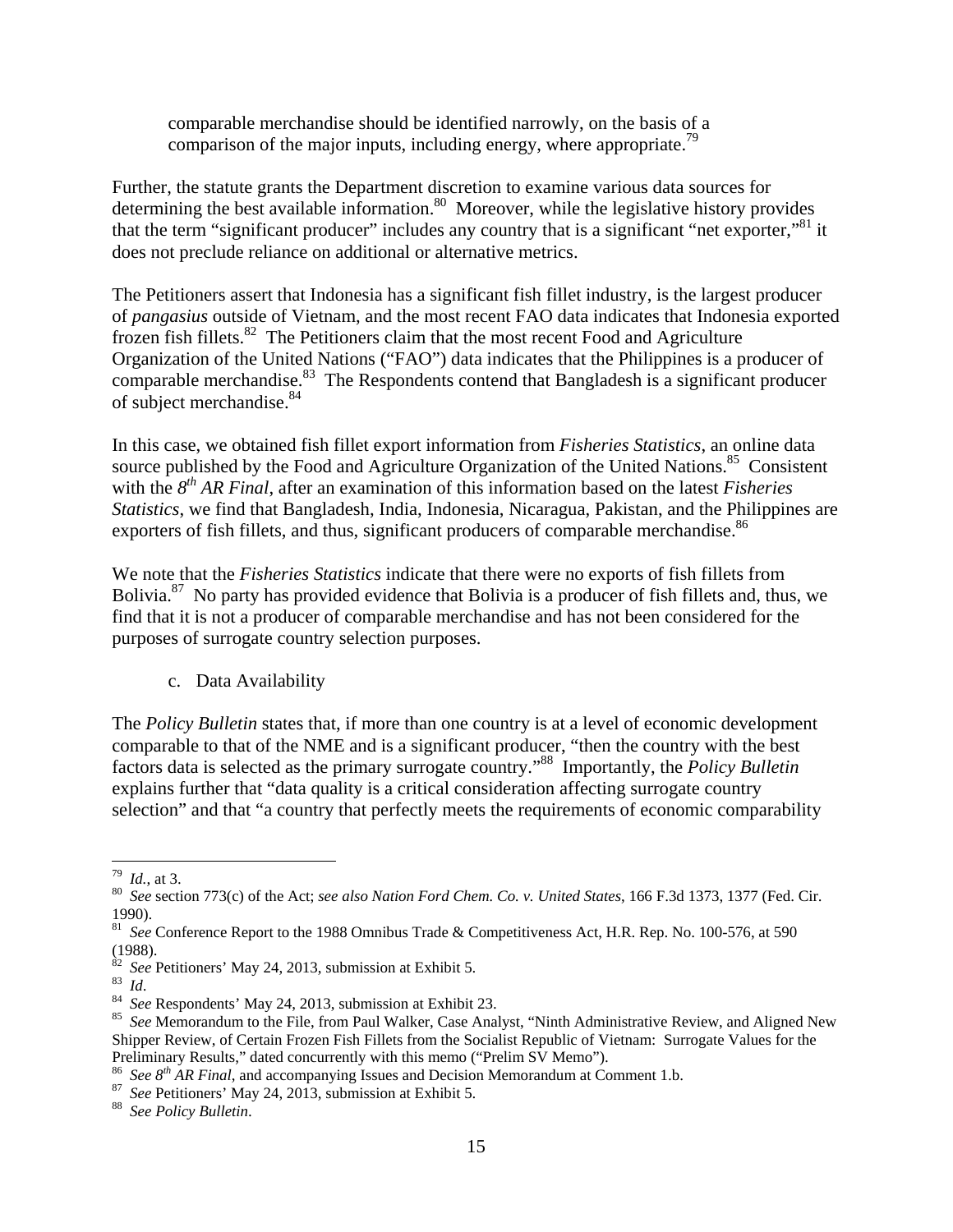comparable merchandise should be identified narrowly, on the basis of a comparison of the major inputs, including energy, where appropriate.[79]

Further, the statute grants the Department discretion to examine various data sources for determining the best available information.[80] Moreover, while the legislative history provides that the term "significant producer" includes any country that is a significant "net exporter,"[81] it does not preclude reliance on additional or alternative metrics.

The Petitioners assert that Indonesia has a significant fish fillet industry, is the largest producer of *pangasius* outside of Vietnam, and the most recent FAO data indicates that Indonesia exported frozen fish fillets.[82] The Petitioners claim that the most recent Food and Agriculture Organization of the United Nations ("FAO") data indicates that the Philippines is a producer of comparable merchandise.[83] The Respondents contend that Bangladesh is a significant producer of subject merchandise.[84]

In this case, we obtained fish fillet export information from *Fisheries Statistics*, an online data source published by the Food and Agriculture Organization of the United Nations.[85] Consistent with the *8th AR Final*, after an examination of this information based on the latest *Fisheries Statistics*, we find that Bangladesh, India, Indonesia, Nicaragua, Pakistan, and the Philippines are exporters of fish fillets, and thus, significant producers of comparable merchandise.[86]

We note that the *Fisheries Statistics* indicate that there were no exports of fish fillets from Bolivia.[87] No party has provided evidence that Bolivia is a producer of fish fillets and, thus, we find that it is not a producer of comparable merchandise and has not been considered for the purposes of surrogate country selection purposes.

c. Data Availability

The *Policy Bulletin* states that, if more than one country is at a level of economic development comparable to that of the NME and is a significant producer, "then the country with the best factors data is selected as the primary surrogate country."[88] Importantly, the *Policy Bulletin* explains further that "data quality is a critical consideration affecting surrogate country selection" and that "a country that perfectly meets the requirements of economic comparability

---

[79] *Id.*, at 3.
[80] *See* section 773(c) of the Act; *see also Nation Ford Chem. Co. v. United States*, 166 F.3d 1373, 1377 (Fed. Cir. 1990).
[81] *See* Conference Report to the 1988 Omnibus Trade & Competitiveness Act, H.R. Rep. No. 100-576, at 590 (1988).
[82] *See* Petitioners' May 24, 2013, submission at Exhibit 5.
[83] *Id*.
[84] *See* Respondents' May 24, 2013, submission at Exhibit 23.
[85] *See* Memorandum to the File, from Paul Walker, Case Analyst, "Ninth Administrative Review, and Aligned New Shipper Review, of Certain Frozen Fish Fillets from the Socialist Republic of Vietnam: Surrogate Values for the Preliminary Results," dated concurrently with this memo ("Prelim SV Memo").
[86] *See 8th AR Final*, and accompanying Issues and Decision Memorandum at Comment 1.b.
[87] *See* Petitioners' May 24, 2013, submission at Exhibit 5.
[88] *See Policy Bulletin*.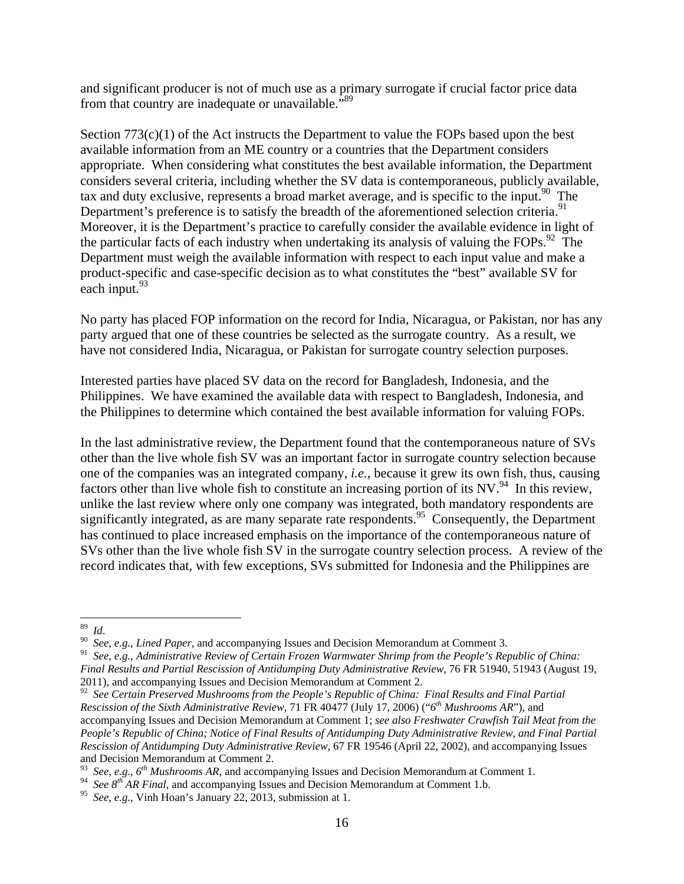and significant producer is not of much use as a primary surrogate if crucial factor price data from that country are inadequate or unavailable."[89]

Section 773(c)(1) of the Act instructs the Department to value the FOPs based upon the best available information from an ME country or a countries that the Department considers appropriate. When considering what constitutes the best available information, the Department considers several criteria, including whether the SV data is contemporaneous, publicly available, tax and duty exclusive, represents a broad market average, and is specific to the input.[90] The Department's preference is to satisfy the breadth of the aforementioned selection criteria.[91] Moreover, it is the Department's practice to carefully consider the available evidence in light of the particular facts of each industry when undertaking its analysis of valuing the FOPs.[92] The Department must weigh the available information with respect to each input value and make a product-specific and case-specific decision as to what constitutes the "best" available SV for each input.[93]

No party has placed FOP information on the record for India, Nicaragua, or Pakistan, nor has any party argued that one of these countries be selected as the surrogate country. As a result, we have not considered India, Nicaragua, or Pakistan for surrogate country selection purposes.

Interested parties have placed SV data on the record for Bangladesh, Indonesia, and the Philippines. We have examined the available data with respect to Bangladesh, Indonesia, and the Philippines to determine which contained the best available information for valuing FOPs.

In the last administrative review, the Department found that the contemporaneous nature of SVs other than the live whole fish SV was an important factor in surrogate country selection because one of the companies was an integrated company, *i.e.*, because it grew its own fish, thus, causing factors other than live whole fish to constitute an increasing portion of its NV.[94] In this review, unlike the last review where only one company was integrated, both mandatory respondents are significantly integrated, as are many separate rate respondents.[95] Consequently, the Department has continued to place increased emphasis on the importance of the contemporaneous nature of SVs other than the live whole fish SV in the surrogate country selection process. A review of the record indicates that, with few exceptions, SVs submitted for Indonesia and the Philippines are

---

[89] *Id.*

[90] *See*, *e.g.*, *Lined Paper*, and accompanying Issues and Decision Memorandum at Comment 3.

[91] *See*, *e.g.*, *Administrative Review of Certain Frozen Warmwater Shrimp from the People's Republic of China: Final Results and Partial Rescission of Antidumping Duty Administrative Review*, 76 FR 51940, 51943 (August 19, 2011), and accompanying Issues and Decision Memorandum at Comment 2.

[92] *See Certain Preserved Mushrooms from the People's Republic of China: Final Results and Final Partial Rescission of the Sixth Administrative Review*, 71 FR 40477 (July 17, 2006) ("*6th Mushrooms AR*"), and accompanying Issues and Decision Memorandum at Comment 1; *see also Freshwater Crawfish Tail Meat from the People's Republic of China; Notice of Final Results of Antidumping Duty Administrative Review, and Final Partial Rescission of Antidumping Duty Administrative Review*, 67 FR 19546 (April 22, 2002), and accompanying Issues and Decision Memorandum at Comment 2.

[93] *See*, *e.g.*, *6th Mushrooms AR*, and accompanying Issues and Decision Memorandum at Comment 1.

[94] *See 8th AR Final*, and accompanying Issues and Decision Memorandum at Comment 1.b.

[95] *See*, *e.g.*, Vinh Hoan's January 22, 2013, submission at 1.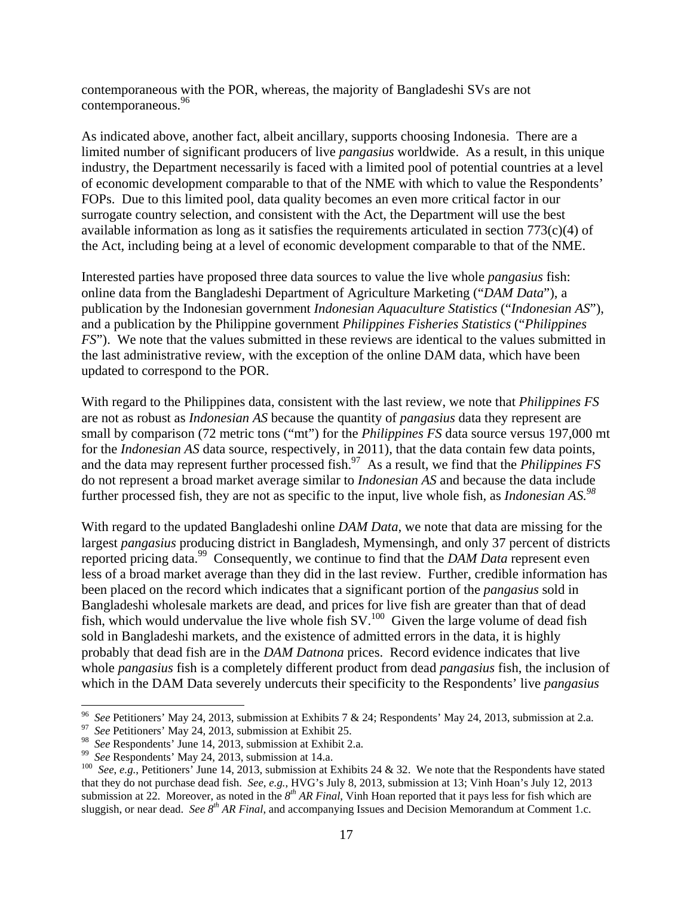contemporaneous with the POR, whereas, the majority of Bangladeshi SVs are not contemporaneous.[96]

As indicated above, another fact, albeit ancillary, supports choosing Indonesia. There are a limited number of significant producers of live *pangasius* worldwide. As a result, in this unique industry, the Department necessarily is faced with a limited pool of potential countries at a level of economic development comparable to that of the NME with which to value the Respondents' FOPs. Due to this limited pool, data quality becomes an even more critical factor in our surrogate country selection, and consistent with the Act, the Department will use the best available information as long as it satisfies the requirements articulated in section 773(c)(4) of the Act, including being at a level of economic development comparable to that of the NME.

Interested parties have proposed three data sources to value the live whole *pangasius* fish: online data from the Bangladeshi Department of Agriculture Marketing ("*DAM Data*"), a publication by the Indonesian government *Indonesian Aquaculture Statistics* ("*Indonesian AS*"), and a publication by the Philippine government *Philippines Fisheries Statistics* ("*Philippines FS*"). We note that the values submitted in these reviews are identical to the values submitted in the last administrative review, with the exception of the online DAM data, which have been updated to correspond to the POR.

With regard to the Philippines data, consistent with the last review, we note that *Philippines FS* are not as robust as *Indonesian AS* because the quantity of *pangasius* data they represent are small by comparison (72 metric tons ("mt") for the *Philippines FS* data source versus 197,000 mt for the *Indonesian AS* data source, respectively, in 2011), that the data contain few data points, and the data may represent further processed fish.[97] As a result, we find that the *Philippines FS* do not represent a broad market average similar to *Indonesian AS* and because the data include further processed fish, they are not as specific to the input, live whole fish, as *Indonesian AS.*[98]

With regard to the updated Bangladeshi online *DAM Data*, we note that data are missing for the largest *pangasius* producing district in Bangladesh, Mymensingh, and only 37 percent of districts reported pricing data.[99] Consequently, we continue to find that the *DAM Data* represent even less of a broad market average than they did in the last review. Further, credible information has been placed on the record which indicates that a significant portion of the *pangasius* sold in Bangladeshi wholesale markets are dead, and prices for live fish are greater than that of dead fish, which would undervalue the live whole fish SV.[100] Given the large volume of dead fish sold in Bangladeshi markets, and the existence of admitted errors in the data, it is highly probably that dead fish are in the *DAM Datnona* prices. Record evidence indicates that live whole *pangasius* fish is a completely different product from dead *pangasius* fish, the inclusion of which in the DAM Data severely undercuts their specificity to the Respondents' live *pangasius*

---

[96] *See* Petitioners' May 24, 2013, submission at Exhibits 7 & 24; Respondents' May 24, 2013, submission at 2.a.

[97] *See* Petitioners' May 24, 2013, submission at Exhibit 25.

[98] *See* Respondents' June 14, 2013, submission at Exhibit 2.a.

[99] *See* Respondents' May 24, 2013, submission at 14.a.

[100] *See, e.g.*, Petitioners' June 14, 2013, submission at Exhibits 24 & 32. We note that the Respondents have stated that they do not purchase dead fish. *See, e.g.*, HVG's July 8, 2013, submission at 13; Vinh Hoan's July 12, 2013 submission at 22. Moreover, as noted in the *8th AR Final*, Vinh Hoan reported that it pays less for fish which are sluggish, or near dead. *See 8th AR Final*, and accompanying Issues and Decision Memorandum at Comment 1.c.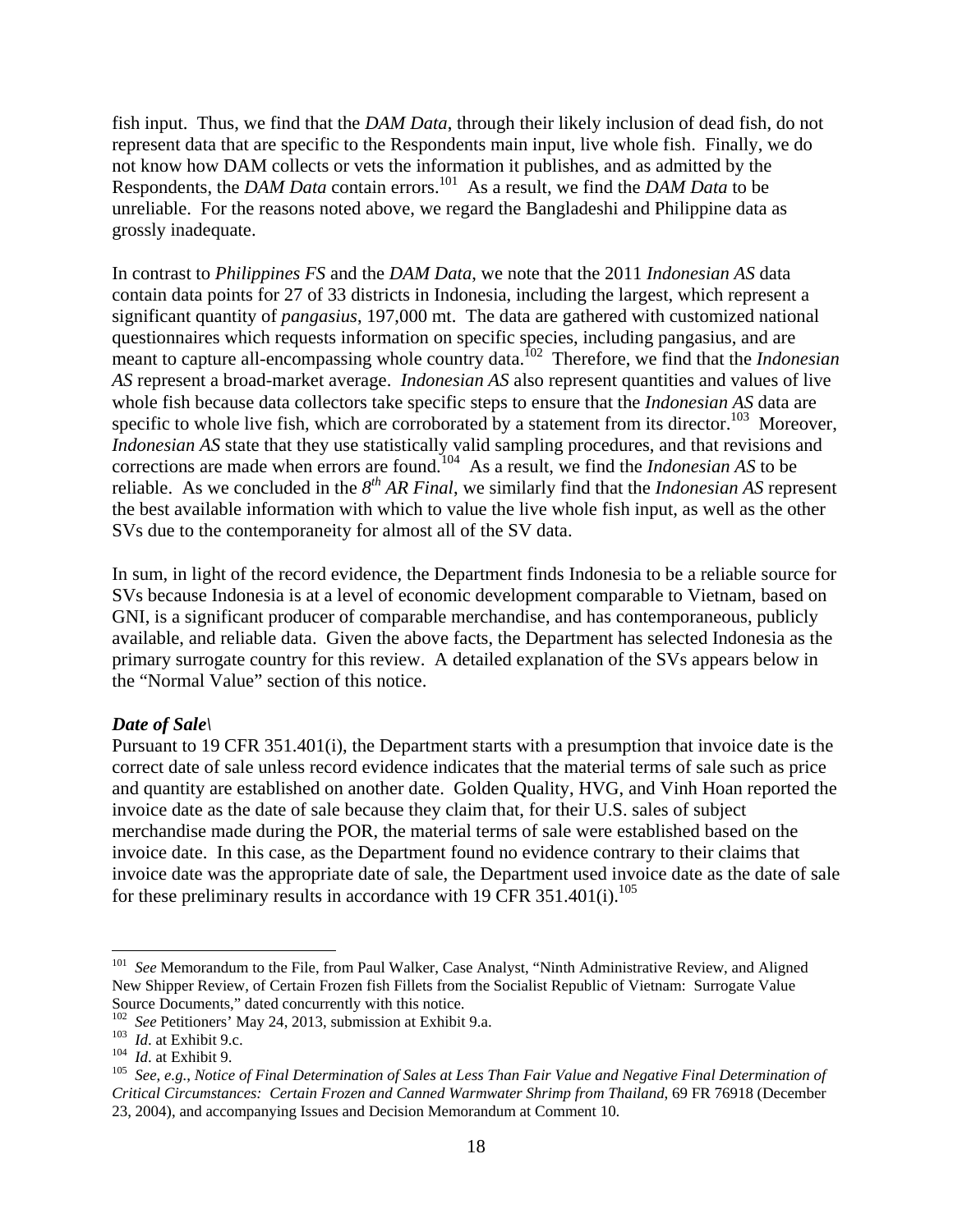fish input. Thus, we find that the *DAM Data*, through their likely inclusion of dead fish, do not represent data that are specific to the Respondents main input, live whole fish. Finally, we do not know how DAM collects or vets the information it publishes, and as admitted by the Respondents, the *DAM Data* contain errors.[101] As a result, we find the *DAM Data* to be unreliable. For the reasons noted above, we regard the Bangladeshi and Philippine data as grossly inadequate.

In contrast to *Philippines FS* and the *DAM Data*, we note that the 2011 *Indonesian AS* data contain data points for 27 of 33 districts in Indonesia, including the largest, which represent a significant quantity of *pangasius*, 197,000 mt. The data are gathered with customized national questionnaires which requests information on specific species, including pangasius, and are meant to capture all-encompassing whole country data.[102] Therefore, we find that the *Indonesian AS* represent a broad-market average. *Indonesian AS* also represent quantities and values of live whole fish because data collectors take specific steps to ensure that the *Indonesian AS* data are specific to whole live fish, which are corroborated by a statement from its director.[103] Moreover, *Indonesian AS* state that they use statistically valid sampling procedures, and that revisions and corrections are made when errors are found.[104] As a result, we find the *Indonesian AS* to be reliable. As we concluded in the *8th AR Final*, we similarly find that the *Indonesian AS* represent the best available information with which to value the live whole fish input, as well as the other SVs due to the contemporaneity for almost all of the SV data.

In sum, in light of the record evidence, the Department finds Indonesia to be a reliable source for SVs because Indonesia is at a level of economic development comparable to Vietnam, based on GNI, is a significant producer of comparable merchandise, and has contemporaneous, publicly available, and reliable data. Given the above facts, the Department has selected Indonesia as the primary surrogate country for this review. A detailed explanation of the SVs appears below in the "Normal Value" section of this notice.

***Date of Sale\***

Pursuant to 19 CFR 351.401(i), the Department starts with a presumption that invoice date is the correct date of sale unless record evidence indicates that the material terms of sale such as price and quantity are established on another date. Golden Quality, HVG, and Vinh Hoan reported the invoice date as the date of sale because they claim that, for their U.S. sales of subject merchandise made during the POR, the material terms of sale were established based on the invoice date. In this case, as the Department found no evidence contrary to their claims that invoice date was the appropriate date of sale, the Department used invoice date as the date of sale for these preliminary results in accordance with 19 CFR 351.401(i).[105]

---

[101] *See* Memorandum to the File, from Paul Walker, Case Analyst, "Ninth Administrative Review, and Aligned New Shipper Review, of Certain Frozen fish Fillets from the Socialist Republic of Vietnam: Surrogate Value Source Documents," dated concurrently with this notice.

[102] *See* Petitioners' May 24, 2013, submission at Exhibit 9.a.

[103] *Id*. at Exhibit 9.c.

[104] *Id*. at Exhibit 9.

[105] *See*, *e.g.*, *Notice of Final Determination of Sales at Less Than Fair Value and Negative Final Determination of Critical Circumstances: Certain Frozen and Canned Warmwater Shrimp from Thailand*, 69 FR 76918 (December 23, 2004), and accompanying Issues and Decision Memorandum at Comment 10.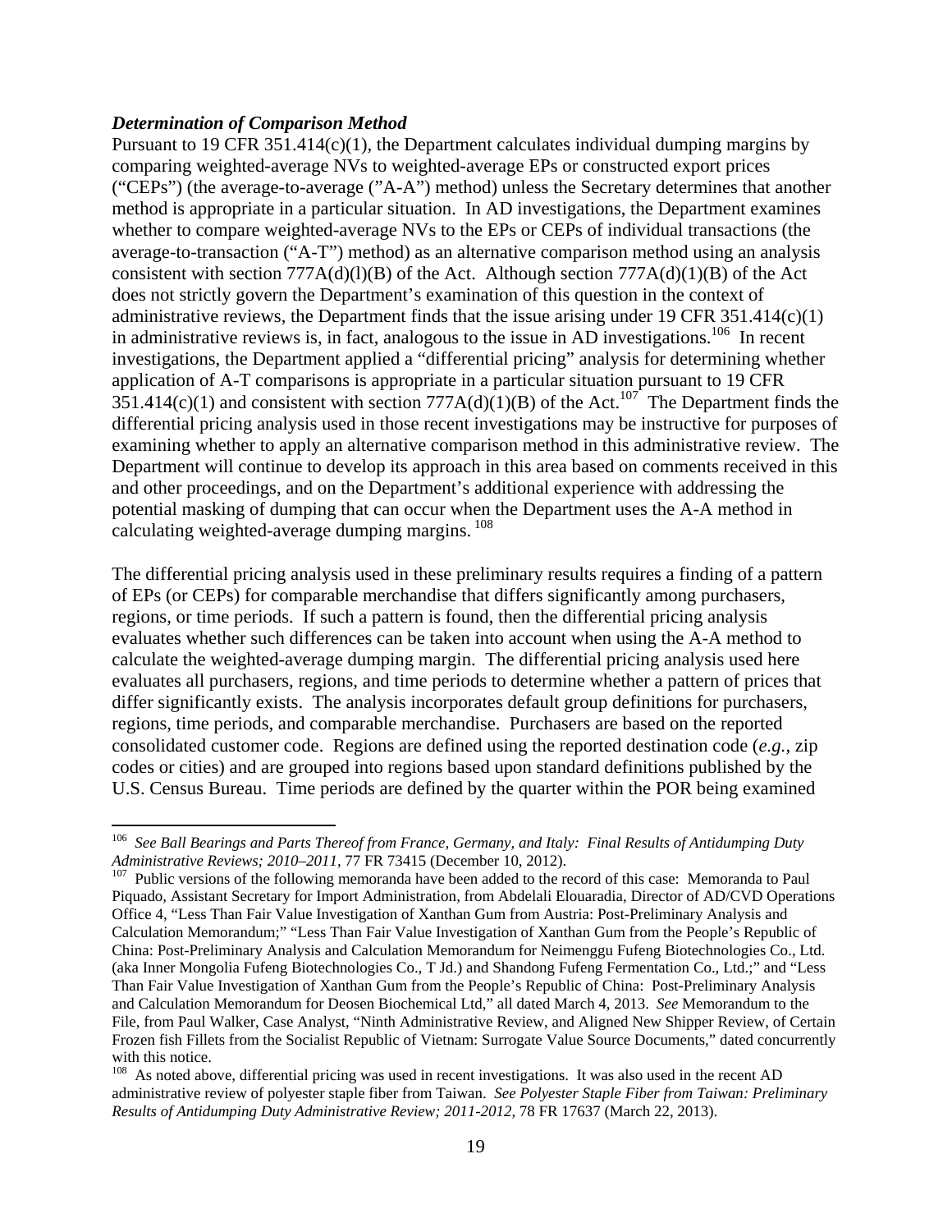***Determination of Comparison Method***

Pursuant to 19 CFR 351.414(c)(1), the Department calculates individual dumping margins by comparing weighted-average NVs to weighted-average EPs or constructed export prices ("CEPs") (the average-to-average ("A-A") method) unless the Secretary determines that another method is appropriate in a particular situation. In AD investigations, the Department examines whether to compare weighted-average NVs to the EPs or CEPs of individual transactions (the average-to-transaction ("A-T") method) as an alternative comparison method using an analysis consistent with section 777A(d)(l)(B) of the Act. Although section 777A(d)(1)(B) of the Act does not strictly govern the Department's examination of this question in the context of administrative reviews, the Department finds that the issue arising under 19 CFR 351.414(c)(1) in administrative reviews is, in fact, analogous to the issue in AD investigations.[106] In recent investigations, the Department applied a "differential pricing" analysis for determining whether application of A-T comparisons is appropriate in a particular situation pursuant to 19 CFR 351.414(c)(1) and consistent with section 777A(d)(1)(B) of the Act.[107] The Department finds the differential pricing analysis used in those recent investigations may be instructive for purposes of examining whether to apply an alternative comparison method in this administrative review. The Department will continue to develop its approach in this area based on comments received in this and other proceedings, and on the Department's additional experience with addressing the potential masking of dumping that can occur when the Department uses the A-A method in calculating weighted-average dumping margins.[108]

The differential pricing analysis used in these preliminary results requires a finding of a pattern of EPs (or CEPs) for comparable merchandise that differs significantly among purchasers, regions, or time periods. If such a pattern is found, then the differential pricing analysis evaluates whether such differences can be taken into account when using the A-A method to calculate the weighted-average dumping margin. The differential pricing analysis used here evaluates all purchasers, regions, and time periods to determine whether a pattern of prices that differ significantly exists. The analysis incorporates default group definitions for purchasers, regions, time periods, and comparable merchandise. Purchasers are based on the reported consolidated customer code. Regions are defined using the reported destination code (*e.g.*, zip codes or cities) and are grouped into regions based upon standard definitions published by the U.S. Census Bureau. Time periods are defined by the quarter within the POR being examined

---

[106] *See Ball Bearings and Parts Thereof from France, Germany, and Italy: Final Results of Antidumping Duty Administrative Reviews; 2010–2011*, 77 FR 73415 (December 10, 2012).

[107] Public versions of the following memoranda have been added to the record of this case: Memoranda to Paul Piquado, Assistant Secretary for Import Administration, from Abdelali Elouaradia, Director of AD/CVD Operations Office 4, "Less Than Fair Value Investigation of Xanthan Gum from Austria: Post-Preliminary Analysis and Calculation Memorandum;" "Less Than Fair Value Investigation of Xanthan Gum from the People's Republic of China: Post-Preliminary Analysis and Calculation Memorandum for Neimenggu Fufeng Biotechnologies Co., Ltd. (aka Inner Mongolia Fufeng Biotechnologies Co., T Jd.) and Shandong Fufeng Fermentation Co., Ltd.;" and "Less Than Fair Value Investigation of Xanthan Gum from the People's Republic of China: Post-Preliminary Analysis and Calculation Memorandum for Deosen Biochemical Ltd," all dated March 4, 2013. *See* Memorandum to the File, from Paul Walker, Case Analyst, "Ninth Administrative Review, and Aligned New Shipper Review, of Certain Frozen fish Fillets from the Socialist Republic of Vietnam: Surrogate Value Source Documents," dated concurrently with this notice.

[108] As noted above, differential pricing was used in recent investigations. It was also used in the recent AD administrative review of polyester staple fiber from Taiwan. *See Polyester Staple Fiber from Taiwan: Preliminary Results of Antidumping Duty Administrative Review; 2011-2012*, 78 FR 17637 (March 22, 2013).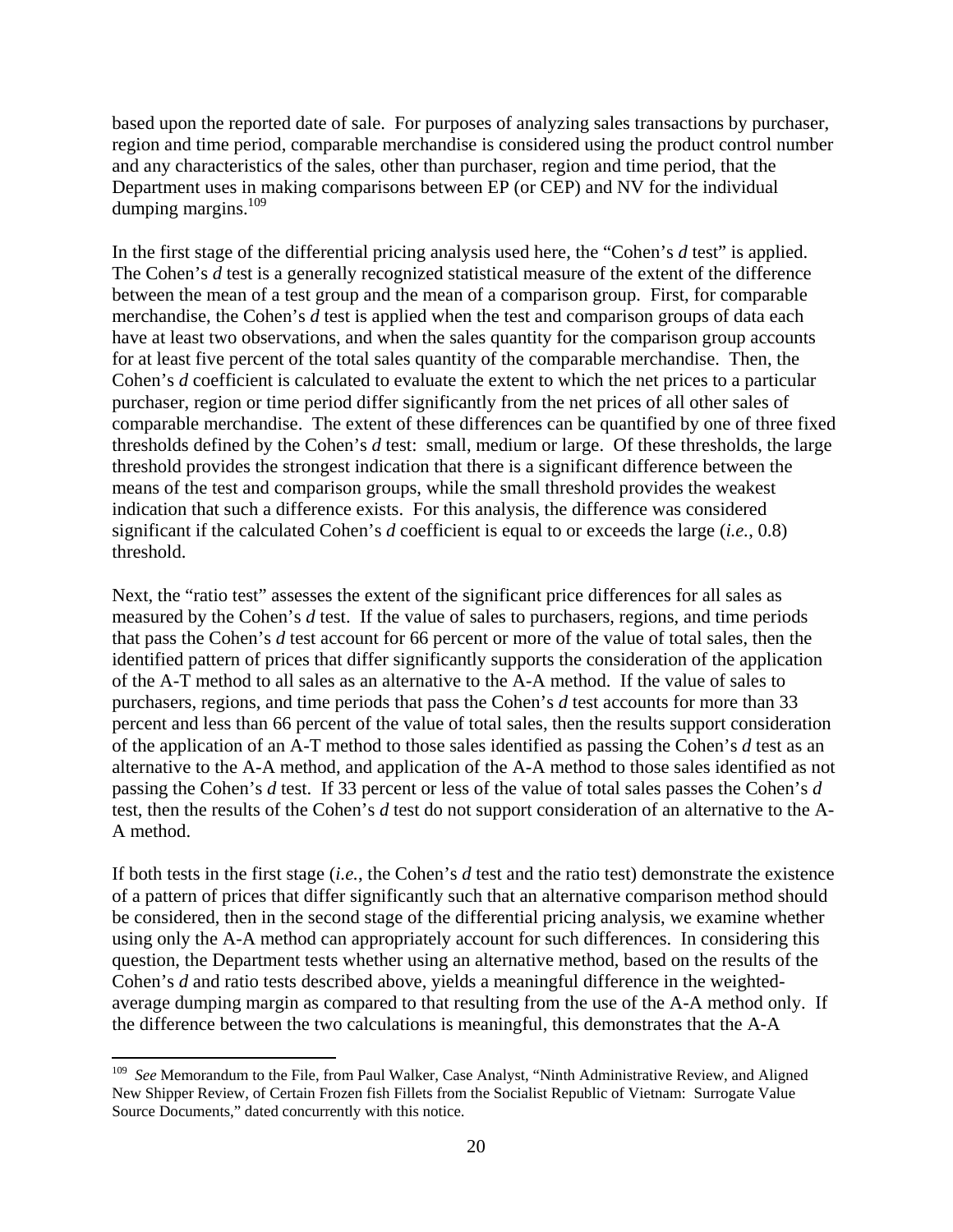based upon the reported date of sale. For purposes of analyzing sales transactions by purchaser, region and time period, comparable merchandise is considered using the product control number and any characteristics of the sales, other than purchaser, region and time period, that the Department uses in making comparisons between EP (or CEP) and NV for the individual dumping margins.[109]

In the first stage of the differential pricing analysis used here, the "Cohen's *d* test" is applied. The Cohen's *d* test is a generally recognized statistical measure of the extent of the difference between the mean of a test group and the mean of a comparison group. First, for comparable merchandise, the Cohen's *d* test is applied when the test and comparison groups of data each have at least two observations, and when the sales quantity for the comparison group accounts for at least five percent of the total sales quantity of the comparable merchandise. Then, the Cohen's *d* coefficient is calculated to evaluate the extent to which the net prices to a particular purchaser, region or time period differ significantly from the net prices of all other sales of comparable merchandise. The extent of these differences can be quantified by one of three fixed thresholds defined by the Cohen's *d* test: small, medium or large. Of these thresholds, the large threshold provides the strongest indication that there is a significant difference between the means of the test and comparison groups, while the small threshold provides the weakest indication that such a difference exists. For this analysis, the difference was considered significant if the calculated Cohen's *d* coefficient is equal to or exceeds the large (*i.e.*, 0.8) threshold.

Next, the "ratio test" assesses the extent of the significant price differences for all sales as measured by the Cohen's *d* test. If the value of sales to purchasers, regions, and time periods that pass the Cohen's *d* test account for 66 percent or more of the value of total sales, then the identified pattern of prices that differ significantly supports the consideration of the application of the A-T method to all sales as an alternative to the A-A method. If the value of sales to purchasers, regions, and time periods that pass the Cohen's *d* test accounts for more than 33 percent and less than 66 percent of the value of total sales, then the results support consideration of the application of an A-T method to those sales identified as passing the Cohen's *d* test as an alternative to the A-A method, and application of the A-A method to those sales identified as not passing the Cohen's *d* test. If 33 percent or less of the value of total sales passes the Cohen's *d* test, then the results of the Cohen's *d* test do not support consideration of an alternative to the A-A method.

If both tests in the first stage (*i.e.*, the Cohen's *d* test and the ratio test) demonstrate the existence of a pattern of prices that differ significantly such that an alternative comparison method should be considered, then in the second stage of the differential pricing analysis, we examine whether using only the A-A method can appropriately account for such differences. In considering this question, the Department tests whether using an alternative method, based on the results of the Cohen's *d* and ratio tests described above, yields a meaningful difference in the weighted-average dumping margin as compared to that resulting from the use of the A-A method only. If the difference between the two calculations is meaningful, this demonstrates that the A-A

---

[109] *See* Memorandum to the File, from Paul Walker, Case Analyst, "Ninth Administrative Review, and Aligned New Shipper Review, of Certain Frozen fish Fillets from the Socialist Republic of Vietnam: Surrogate Value Source Documents," dated concurrently with this notice.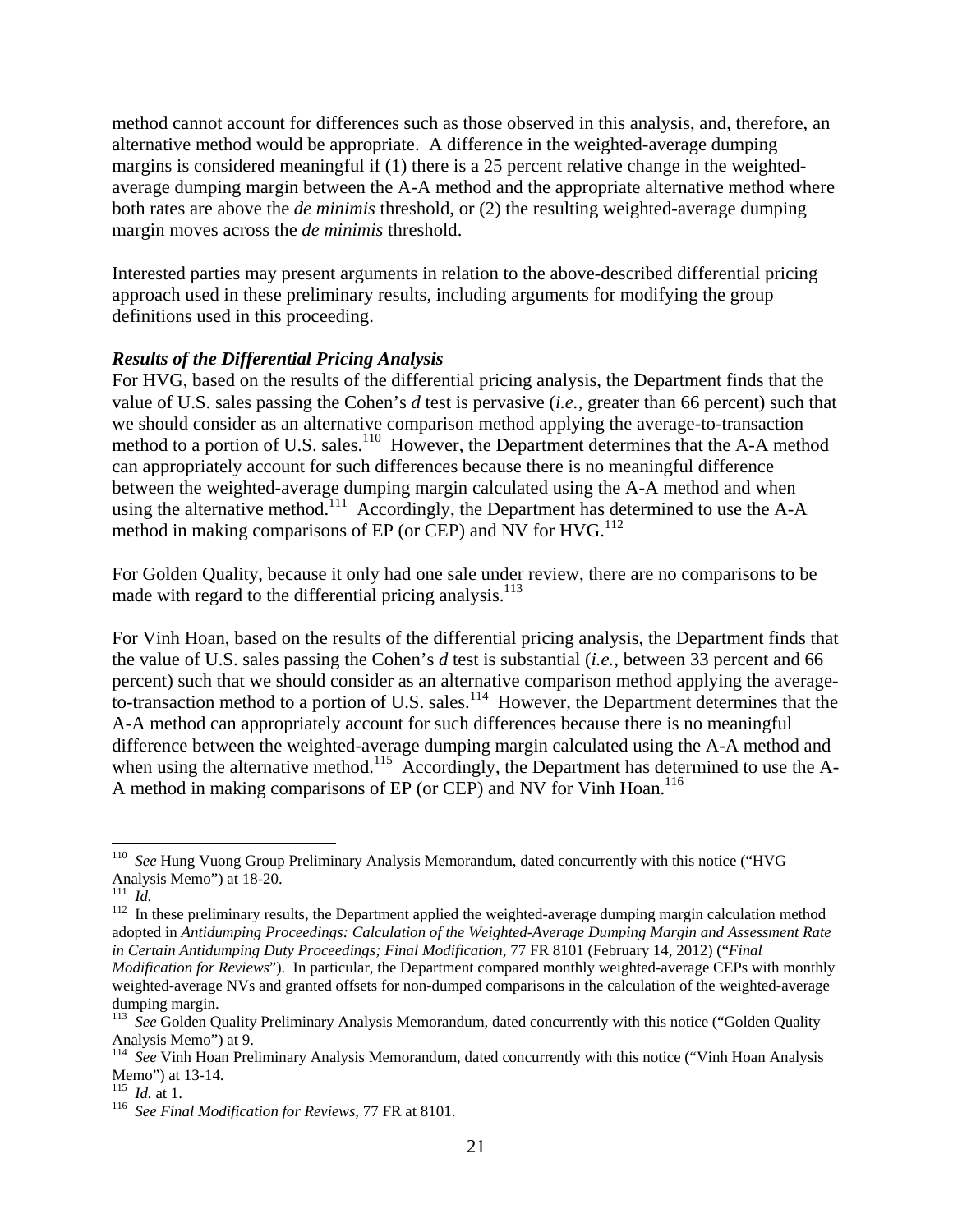method cannot account for differences such as those observed in this analysis, and, therefore, an alternative method would be appropriate. A difference in the weighted-average dumping margins is considered meaningful if (1) there is a 25 percent relative change in the weighted-average dumping margin between the A-A method and the appropriate alternative method where both rates are above the *de minimis* threshold, or (2) the resulting weighted-average dumping margin moves across the *de minimis* threshold.

Interested parties may present arguments in relation to the above-described differential pricing approach used in these preliminary results, including arguments for modifying the group definitions used in this proceeding.

***Results of the Differential Pricing Analysis***

For HVG, based on the results of the differential pricing analysis, the Department finds that the value of U.S. sales passing the Cohen's *d* test is pervasive (*i.e.*, greater than 66 percent) such that we should consider as an alternative comparison method applying the average-to-transaction method to a portion of U.S. sales.[110] However, the Department determines that the A-A method can appropriately account for such differences because there is no meaningful difference between the weighted-average dumping margin calculated using the A-A method and when using the alternative method.[111] Accordingly, the Department has determined to use the A-A method in making comparisons of EP (or CEP) and NV for HVG.[112]

For Golden Quality, because it only had one sale under review, there are no comparisons to be made with regard to the differential pricing analysis.[113]

For Vinh Hoan, based on the results of the differential pricing analysis, the Department finds that the value of U.S. sales passing the Cohen's *d* test is substantial (*i.e.*, between 33 percent and 66 percent) such that we should consider as an alternative comparison method applying the average-to-transaction method to a portion of U.S. sales.[114] However, the Department determines that the A-A method can appropriately account for such differences because there is no meaningful difference between the weighted-average dumping margin calculated using the A-A method and when using the alternative method.[115] Accordingly, the Department has determined to use the A-A method in making comparisons of EP (or CEP) and NV for Vinh Hoan.[116]

---

[110] *See* Hung Vuong Group Preliminary Analysis Memorandum, dated concurrently with this notice ("HVG Analysis Memo") at 18-20.

[111] *Id.*

[112] In these preliminary results, the Department applied the weighted-average dumping margin calculation method adopted in *Antidumping Proceedings: Calculation of the Weighted-Average Dumping Margin and Assessment Rate in Certain Antidumping Duty Proceedings; Final Modification*, 77 FR 8101 (February 14, 2012) ("*Final Modification for Reviews*"). In particular, the Department compared monthly weighted-average CEPs with monthly weighted-average NVs and granted offsets for non-dumped comparisons in the calculation of the weighted-average dumping margin.

[113] *See* Golden Quality Preliminary Analysis Memorandum, dated concurrently with this notice ("Golden Quality Analysis Memo") at 9.

[114] *See* Vinh Hoan Preliminary Analysis Memorandum, dated concurrently with this notice ("Vinh Hoan Analysis Memo") at 13-14.

[115] *Id.* at 1.

[116] *See Final Modification for Reviews*, 77 FR at 8101.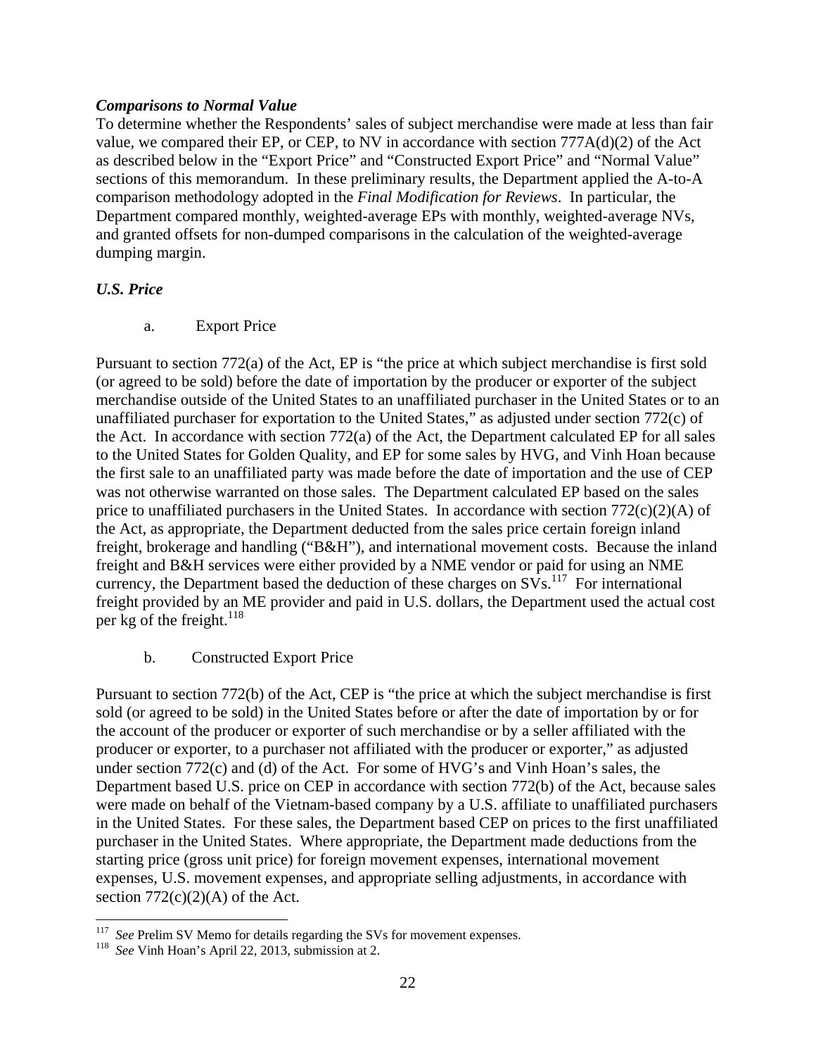***Comparisons to Normal Value***

To determine whether the Respondents' sales of subject merchandise were made at less than fair value, we compared their EP, or CEP, to NV in accordance with section 777A(d)(2) of the Act as described below in the "Export Price" and "Constructed Export Price" and "Normal Value" sections of this memorandum. In these preliminary results, the Department applied the A-to-A comparison methodology adopted in the *Final Modification for Reviews*. In particular, the Department compared monthly, weighted-average EPs with monthly, weighted-average NVs, and granted offsets for non-dumped comparisons in the calculation of the weighted-average dumping margin.

***U.S. Price***

a. Export Price

Pursuant to section 772(a) of the Act, EP is "the price at which subject merchandise is first sold (or agreed to be sold) before the date of importation by the producer or exporter of the subject merchandise outside of the United States to an unaffiliated purchaser in the United States or to an unaffiliated purchaser for exportation to the United States," as adjusted under section 772(c) of the Act. In accordance with section 772(a) of the Act, the Department calculated EP for all sales to the United States for Golden Quality, and EP for some sales by HVG, and Vinh Hoan because the first sale to an unaffiliated party was made before the date of importation and the use of CEP was not otherwise warranted on those sales. The Department calculated EP based on the sales price to unaffiliated purchasers in the United States. In accordance with section 772(c)(2)(A) of the Act, as appropriate, the Department deducted from the sales price certain foreign inland freight, brokerage and handling ("B&H"), and international movement costs. Because the inland freight and B&H services were either provided by a NME vendor or paid for using an NME currency, the Department based the deduction of these charges on SVs.[117] For international freight provided by an ME provider and paid in U.S. dollars, the Department used the actual cost per kg of the freight.[118]

b. Constructed Export Price

Pursuant to section 772(b) of the Act, CEP is "the price at which the subject merchandise is first sold (or agreed to be sold) in the United States before or after the date of importation by or for the account of the producer or exporter of such merchandise or by a seller affiliated with the producer or exporter, to a purchaser not affiliated with the producer or exporter," as adjusted under section 772(c) and (d) of the Act. For some of HVG's and Vinh Hoan's sales, the Department based U.S. price on CEP in accordance with section 772(b) of the Act, because sales were made on behalf of the Vietnam-based company by a U.S. affiliate to unaffiliated purchasers in the United States. For these sales, the Department based CEP on prices to the first unaffiliated purchaser in the United States. Where appropriate, the Department made deductions from the starting price (gross unit price) for foreign movement expenses, international movement expenses, U.S. movement expenses, and appropriate selling adjustments, in accordance with section 772(c)(2)(A) of the Act.

---

[117] *See* Prelim SV Memo for details regarding the SVs for movement expenses.

[118] *See* Vinh Hoan's April 22, 2013, submission at 2.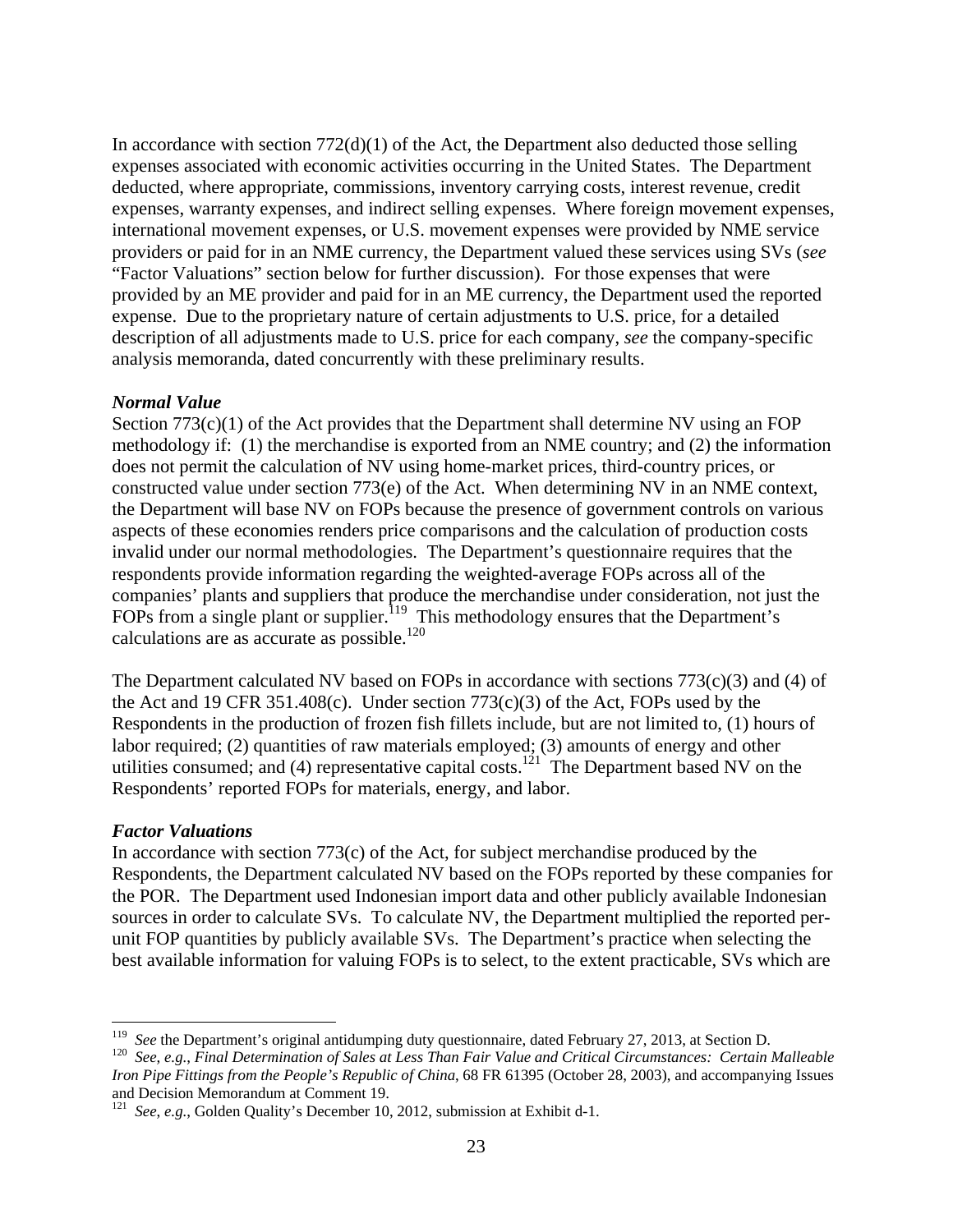In accordance with section 772(d)(1) of the Act, the Department also deducted those selling expenses associated with economic activities occurring in the United States. The Department deducted, where appropriate, commissions, inventory carrying costs, interest revenue, credit expenses, warranty expenses, and indirect selling expenses. Where foreign movement expenses, international movement expenses, or U.S. movement expenses were provided by NME service providers or paid for in an NME currency, the Department valued these services using SVs (*see* "Factor Valuations" section below for further discussion). For those expenses that were provided by an ME provider and paid for in an ME currency, the Department used the reported expense. Due to the proprietary nature of certain adjustments to U.S. price, for a detailed description of all adjustments made to U.S. price for each company, *see* the company-specific analysis memoranda, dated concurrently with these preliminary results.

***Normal Value***

Section 773(c)(1) of the Act provides that the Department shall determine NV using an FOP methodology if: (1) the merchandise is exported from an NME country; and (2) the information does not permit the calculation of NV using home-market prices, third-country prices, or constructed value under section 773(e) of the Act. When determining NV in an NME context, the Department will base NV on FOPs because the presence of government controls on various aspects of these economies renders price comparisons and the calculation of production costs invalid under our normal methodologies. The Department's questionnaire requires that the respondents provide information regarding the weighted-average FOPs across all of the companies' plants and suppliers that produce the merchandise under consideration, not just the FOPs from a single plant or supplier.[119] This methodology ensures that the Department's calculations are as accurate as possible.[120]

The Department calculated NV based on FOPs in accordance with sections 773(c)(3) and (4) of the Act and 19 CFR 351.408(c). Under section 773(c)(3) of the Act, FOPs used by the Respondents in the production of frozen fish fillets include, but are not limited to, (1) hours of labor required; (2) quantities of raw materials employed; (3) amounts of energy and other utilities consumed; and (4) representative capital costs.[121] The Department based NV on the Respondents' reported FOPs for materials, energy, and labor.

***Factor Valuations***

In accordance with section 773(c) of the Act, for subject merchandise produced by the Respondents, the Department calculated NV based on the FOPs reported by these companies for the POR. The Department used Indonesian import data and other publicly available Indonesian sources in order to calculate SVs. To calculate NV, the Department multiplied the reported per-unit FOP quantities by publicly available SVs. The Department's practice when selecting the best available information for valuing FOPs is to select, to the extent practicable, SVs which are

---

[119] *See* the Department's original antidumping duty questionnaire, dated February 27, 2013, at Section D.

[120] *See, e.g.*, *Final Determination of Sales at Less Than Fair Value and Critical Circumstances: Certain Malleable Iron Pipe Fittings from the People's Republic of China*, 68 FR 61395 (October 28, 2003), and accompanying Issues and Decision Memorandum at Comment 19.

[121] *See, e.g.*, Golden Quality's December 10, 2012, submission at Exhibit d-1.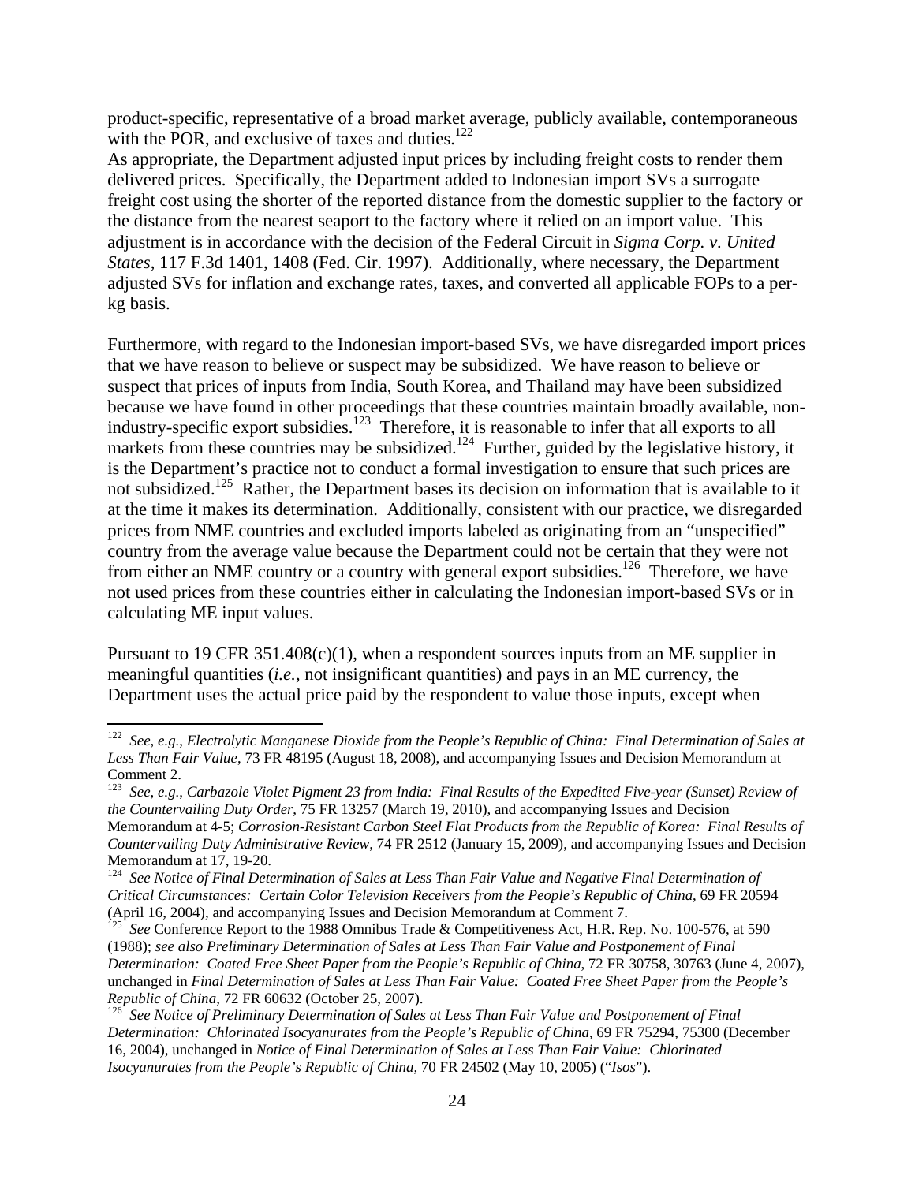product-specific, representative of a broad market average, publicly available, contemporaneous with the POR, and exclusive of taxes and duties.[122]

As appropriate, the Department adjusted input prices by including freight costs to render them delivered prices. Specifically, the Department added to Indonesian import SVs a surrogate freight cost using the shorter of the reported distance from the domestic supplier to the factory or the distance from the nearest seaport to the factory where it relied on an import value. This adjustment is in accordance with the decision of the Federal Circuit in *Sigma Corp. v. United States*, 117 F.3d 1401, 1408 (Fed. Cir. 1997). Additionally, where necessary, the Department adjusted SVs for inflation and exchange rates, taxes, and converted all applicable FOPs to a per-kg basis.

Furthermore, with regard to the Indonesian import-based SVs, we have disregarded import prices that we have reason to believe or suspect may be subsidized. We have reason to believe or suspect that prices of inputs from India, South Korea, and Thailand may have been subsidized because we have found in other proceedings that these countries maintain broadly available, non-industry-specific export subsidies.[123] Therefore, it is reasonable to infer that all exports to all markets from these countries may be subsidized.[124] Further, guided by the legislative history, it is the Department's practice not to conduct a formal investigation to ensure that such prices are not subsidized.[125] Rather, the Department bases its decision on information that is available to it at the time it makes its determination. Additionally, consistent with our practice, we disregarded prices from NME countries and excluded imports labeled as originating from an "unspecified" country from the average value because the Department could not be certain that they were not from either an NME country or a country with general export subsidies.[126] Therefore, we have not used prices from these countries either in calculating the Indonesian import-based SVs or in calculating ME input values.

Pursuant to 19 CFR 351.408(c)(1), when a respondent sources inputs from an ME supplier in meaningful quantities (*i.e.*, not insignificant quantities) and pays in an ME currency, the Department uses the actual price paid by the respondent to value those inputs, except when

---

[122] *See*, *e.g.*, *Electrolytic Manganese Dioxide from the People's Republic of China: Final Determination of Sales at Less Than Fair Value*, 73 FR 48195 (August 18, 2008), and accompanying Issues and Decision Memorandum at Comment 2.

[123] *See*, *e.g.*, *Carbazole Violet Pigment 23 from India: Final Results of the Expedited Five-year (Sunset) Review of the Countervailing Duty Order*, 75 FR 13257 (March 19, 2010), and accompanying Issues and Decision Memorandum at 4-5; *Corrosion-Resistant Carbon Steel Flat Products from the Republic of Korea: Final Results of Countervailing Duty Administrative Review*, 74 FR 2512 (January 15, 2009), and accompanying Issues and Decision Memorandum at 17, 19-20.

[124] *See Notice of Final Determination of Sales at Less Than Fair Value and Negative Final Determination of Critical Circumstances: Certain Color Television Receivers from the People's Republic of China*, 69 FR 20594 (April 16, 2004), and accompanying Issues and Decision Memorandum at Comment 7.

[125] *See* Conference Report to the 1988 Omnibus Trade & Competitiveness Act, H.R. Rep. No. 100-576, at 590 (1988); *see also Preliminary Determination of Sales at Less Than Fair Value and Postponement of Final Determination: Coated Free Sheet Paper from the People's Republic of China*, 72 FR 30758, 30763 (June 4, 2007), unchanged in *Final Determination of Sales at Less Than Fair Value: Coated Free Sheet Paper from the People's Republic of China*, 72 FR 60632 (October 25, 2007).

[126] *See Notice of Preliminary Determination of Sales at Less Than Fair Value and Postponement of Final Determination: Chlorinated Isocyanurates from the People's Republic of China*, 69 FR 75294, 75300 (December 16, 2004), unchanged in *Notice of Final Determination of Sales at Less Than Fair Value: Chlorinated Isocyanurates from the People's Republic of China*, 70 FR 24502 (May 10, 2005) ("*Isos*").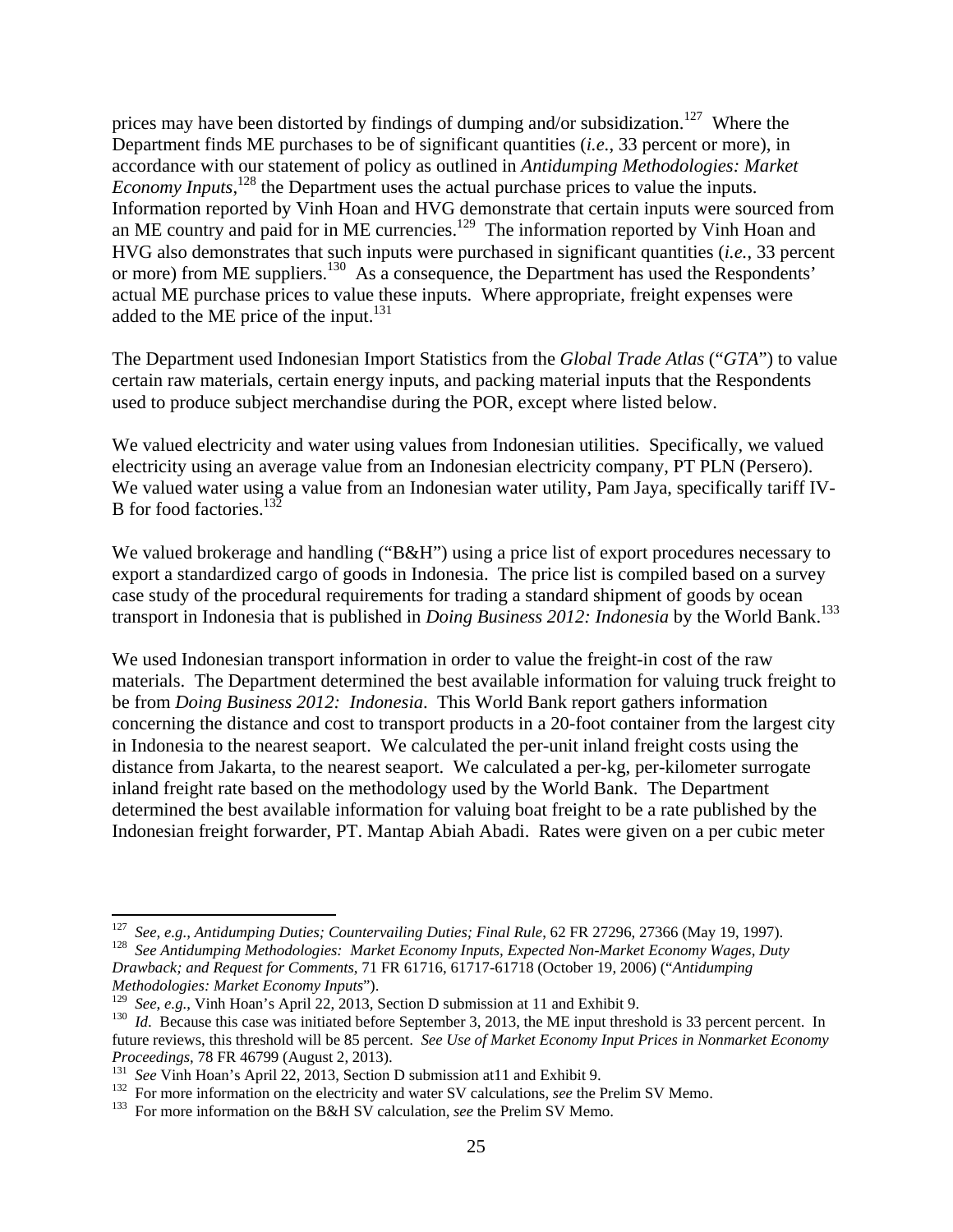prices may have been distorted by findings of dumping and/or subsidization.[127] Where the Department finds ME purchases to be of significant quantities (*i.e.*, 33 percent or more), in accordance with our statement of policy as outlined in *Antidumping Methodologies: Market Economy Inputs*,[128] the Department uses the actual purchase prices to value the inputs. Information reported by Vinh Hoan and HVG demonstrate that certain inputs were sourced from an ME country and paid for in ME currencies.[129] The information reported by Vinh Hoan and HVG also demonstrates that such inputs were purchased in significant quantities (*i.e.*, 33 percent or more) from ME suppliers.[130] As a consequence, the Department has used the Respondents' actual ME purchase prices to value these inputs. Where appropriate, freight expenses were added to the ME price of the input.[131]

The Department used Indonesian Import Statistics from the *Global Trade Atlas* ("*GTA*") to value certain raw materials, certain energy inputs, and packing material inputs that the Respondents used to produce subject merchandise during the POR, except where listed below.

We valued electricity and water using values from Indonesian utilities. Specifically, we valued electricity using an average value from an Indonesian electricity company, PT PLN (Persero). We valued water using a value from an Indonesian water utility, Pam Jaya, specifically tariff IV-B for food factories.[132]

We valued brokerage and handling ("B&H") using a price list of export procedures necessary to export a standardized cargo of goods in Indonesia. The price list is compiled based on a survey case study of the procedural requirements for trading a standard shipment of goods by ocean transport in Indonesia that is published in *Doing Business 2012: Indonesia* by the World Bank.[133]

We used Indonesian transport information in order to value the freight-in cost of the raw materials. The Department determined the best available information for valuing truck freight to be from *Doing Business 2012: Indonesia*. This World Bank report gathers information concerning the distance and cost to transport products in a 20-foot container from the largest city in Indonesia to the nearest seaport. We calculated the per-unit inland freight costs using the distance from Jakarta, to the nearest seaport. We calculated a per-kg, per-kilometer surrogate inland freight rate based on the methodology used by the World Bank. The Department determined the best available information for valuing boat freight to be a rate published by the Indonesian freight forwarder, PT. Mantap Abiah Abadi. Rates were given on a per cubic meter

---

[127] *See, e.g.*, *Antidumping Duties; Countervailing Duties; Final Rule*, 62 FR 27296, 27366 (May 19, 1997).

[128] *See Antidumping Methodologies: Market Economy Inputs, Expected Non-Market Economy Wages, Duty Drawback; and Request for Comments*, 71 FR 61716, 61717-61718 (October 19, 2006) ("*Antidumping Methodologies: Market Economy Inputs*").

[129] *See, e.g.*, Vinh Hoan's April 22, 2013, Section D submission at 11 and Exhibit 9.

[130] *Id*. Because this case was initiated before September 3, 2013, the ME input threshold is 33 percent percent. In future reviews, this threshold will be 85 percent. *See Use of Market Economy Input Prices in Nonmarket Economy Proceedings*, 78 FR 46799 (August 2, 2013).

[131] *See* Vinh Hoan's April 22, 2013, Section D submission at11 and Exhibit 9.

[132] For more information on the electricity and water SV calculations, *see* the Prelim SV Memo.

[133] For more information on the B&H SV calculation, *see* the Prelim SV Memo.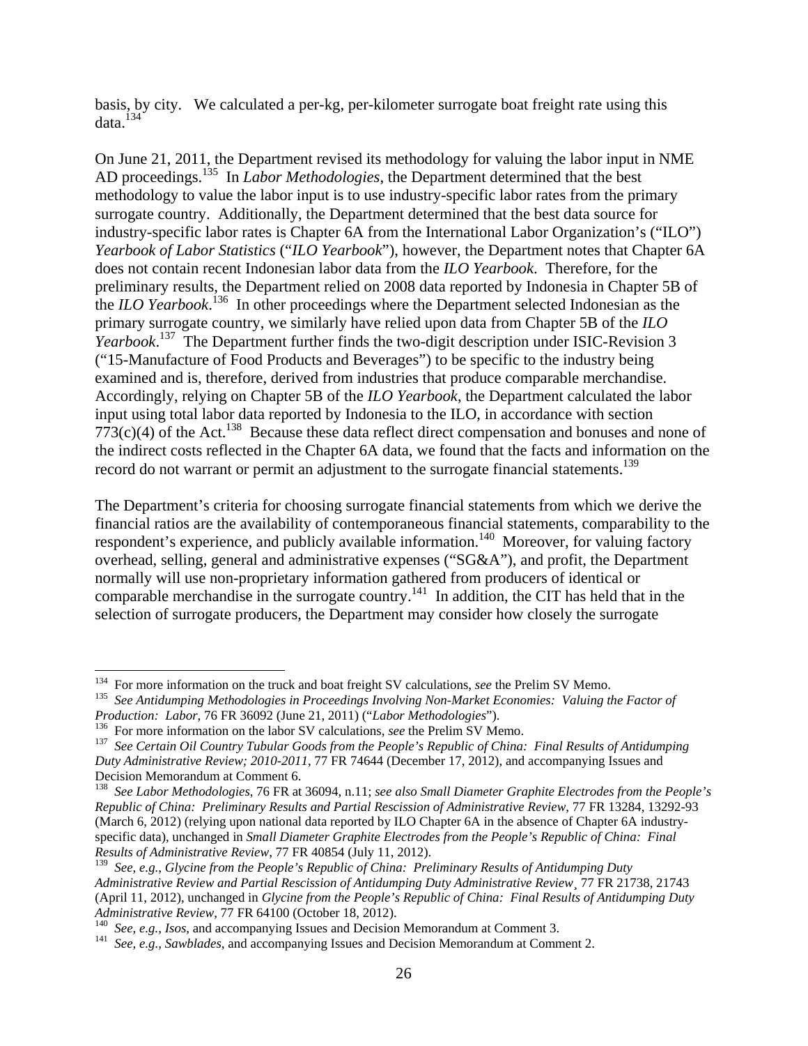basis, by city. We calculated a per-kg, per-kilometer surrogate boat freight rate using this data.[134]

On June 21, 2011, the Department revised its methodology for valuing the labor input in NME AD proceedings.[135] In *Labor Methodologies*, the Department determined that the best methodology to value the labor input is to use industry-specific labor rates from the primary surrogate country. Additionally, the Department determined that the best data source for industry-specific labor rates is Chapter 6A from the International Labor Organization's ("ILO") *Yearbook of Labor Statistics* ("*ILO Yearbook*"), however, the Department notes that Chapter 6A does not contain recent Indonesian labor data from the *ILO Yearbook*. Therefore, for the preliminary results, the Department relied on 2008 data reported by Indonesia in Chapter 5B of the *ILO Yearbook*.[136] In other proceedings where the Department selected Indonesian as the primary surrogate country, we similarly have relied upon data from Chapter 5B of the *ILO Yearbook*.[137] The Department further finds the two-digit description under ISIC-Revision 3 ("15-Manufacture of Food Products and Beverages") to be specific to the industry being examined and is, therefore, derived from industries that produce comparable merchandise. Accordingly, relying on Chapter 5B of the *ILO Yearbook*, the Department calculated the labor input using total labor data reported by Indonesia to the ILO, in accordance with section 773(c)(4) of the Act.[138] Because these data reflect direct compensation and bonuses and none of the indirect costs reflected in the Chapter 6A data, we found that the facts and information on the record do not warrant or permit an adjustment to the surrogate financial statements.[139]

The Department's criteria for choosing surrogate financial statements from which we derive the financial ratios are the availability of contemporaneous financial statements, comparability to the respondent's experience, and publicly available information.[140] Moreover, for valuing factory overhead, selling, general and administrative expenses ("SG&A"), and profit, the Department normally will use non-proprietary information gathered from producers of identical or comparable merchandise in the surrogate country.[141] In addition, the CIT has held that in the selection of surrogate producers, the Department may consider how closely the surrogate

---

[134] For more information on the truck and boat freight SV calculations, *see* the Prelim SV Memo.

[135] *See Antidumping Methodologies in Proceedings Involving Non-Market Economies: Valuing the Factor of Production: Labor*, 76 FR 36092 (June 21, 2011) ("*Labor Methodologies*").

[136] For more information on the labor SV calculations, *see* the Prelim SV Memo.

[137] *See Certain Oil Country Tubular Goods from the People's Republic of China: Final Results of Antidumping Duty Administrative Review; 2010-2011*, 77 FR 74644 (December 17, 2012), and accompanying Issues and Decision Memorandum at Comment 6.

[138] *See Labor Methodologies*, 76 FR at 36094, n.11; *see also Small Diameter Graphite Electrodes from the People's Republic of China: Preliminary Results and Partial Rescission of Administrative Review*, 77 FR 13284, 13292-93 (March 6, 2012) (relying upon national data reported by ILO Chapter 6A in the absence of Chapter 6A industry-specific data), unchanged in *Small Diameter Graphite Electrodes from the People's Republic of China: Final Results of Administrative Review*, 77 FR 40854 (July 11, 2012).

[139] *See, e.g.*, *Glycine from the People's Republic of China: Preliminary Results of Antidumping Duty Administrative Review and Partial Rescission of Antidumping Duty Administrative Review*¸ 77 FR 21738, 21743 (April 11, 2012), unchanged in *Glycine from the People's Republic of China: Final Results of Antidumping Duty Administrative Review*, 77 FR 64100 (October 18, 2012).

[140] *See, e.g.*, *Isos*, and accompanying Issues and Decision Memorandum at Comment 3.

[141] *See, e.g.*, *Sawblades*, and accompanying Issues and Decision Memorandum at Comment 2.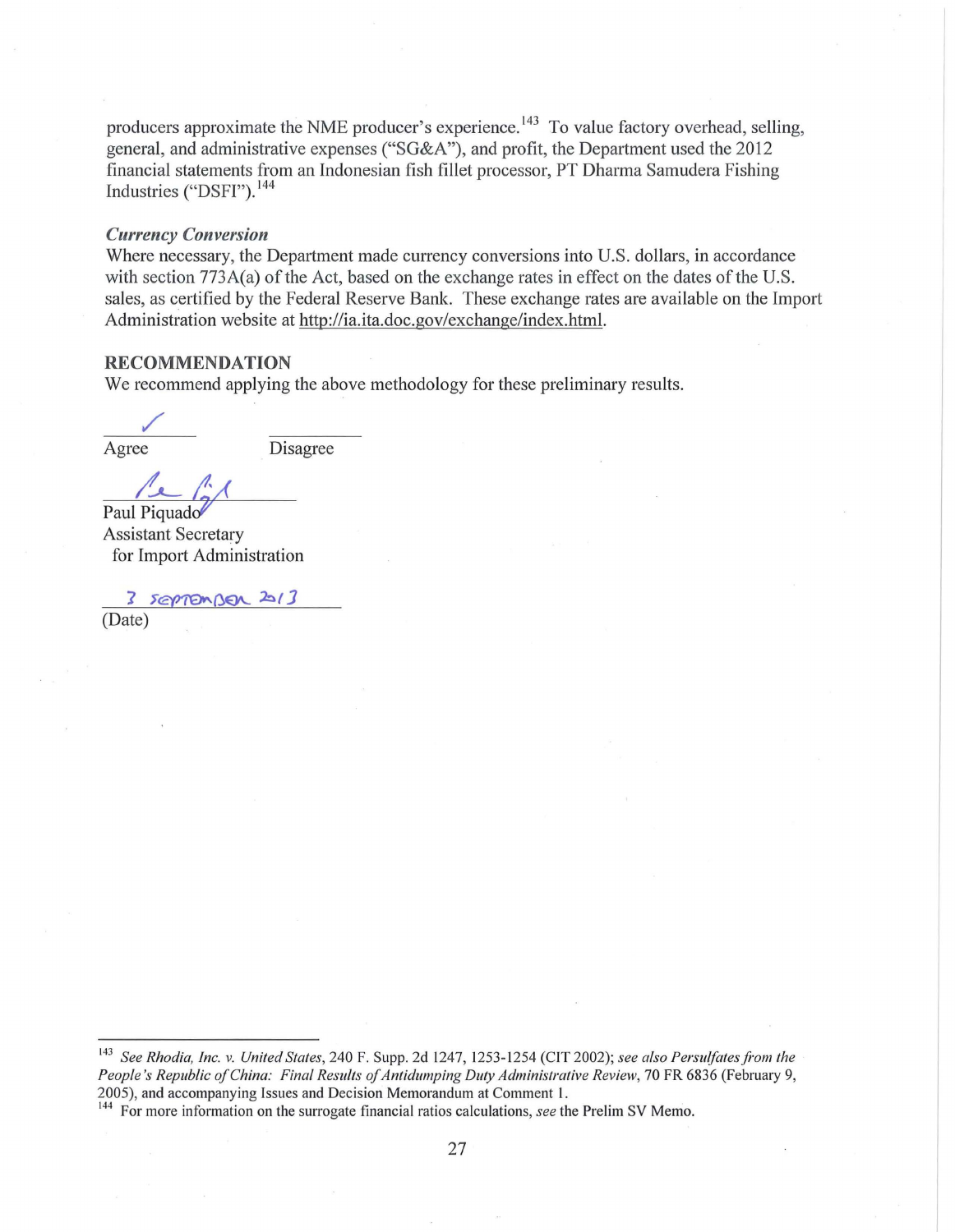producers approximate the NME producer's experience.[143] To value factory overhead, selling, general, and administrative expenses ("SG&A"), and profit, the Department used the 2012 financial statements from an Indonesian fish fillet processor, PT Dharma Samudera Fishing Industries ("DSFI").[144]

### *Currency Conversion*

Where necessary, the Department made currency conversions into U.S. dollars, in accordance with section 773A(a) of the Act, based on the exchange rates in effect on the dates of the U.S. sales, as certified by the Federal Reserve Bank. These exchange rates are available on the Import Administration website at http://ia.ita.doc.gov/exchange/index.html.

## RECOMMENDATION

We recommend applying the above methodology for these preliminary results.

✓
Agree ________ Disagree ________

Paul Piquado
Assistant Secretary
for Import Administration

3 September 2013
(Date)

---

[143] *See Rhodia, Inc. v. United States*, 240 F. Supp. 2d 1247, 1253-1254 (CIT 2002); *see also Persulfates from the People's Republic of China: Final Results of Antidumping Duty Administrative Review*, 70 FR 6836 (February 9, 2005), and accompanying Issues and Decision Memorandum at Comment 1.

[144] For more information on the surrogate financial ratios calculations, *see* the Prelim SV Memo.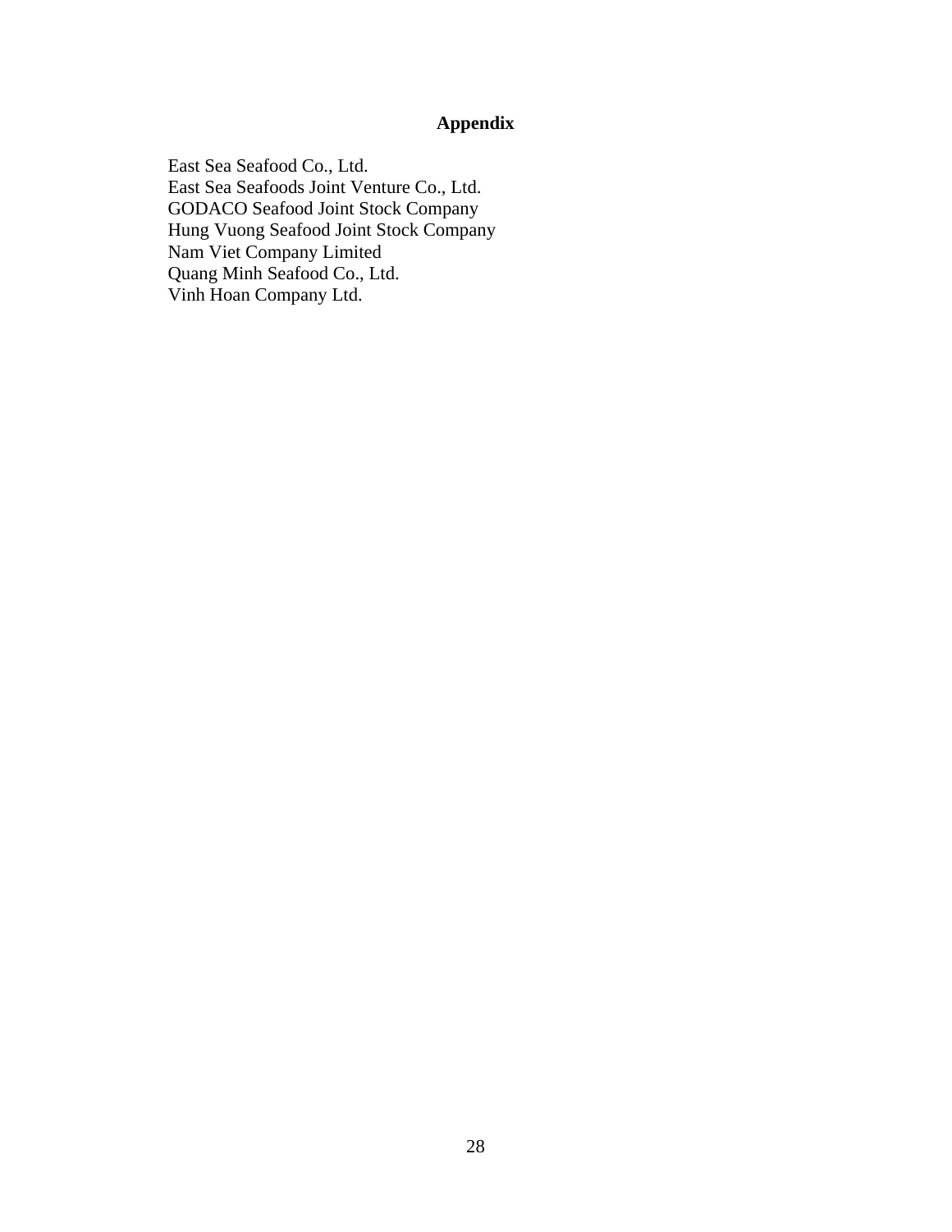## Appendix

East Sea Seafood Co., Ltd.
East Sea Seafoods Joint Venture Co., Ltd.
GODACO Seafood Joint Stock Company
Hung Vuong Seafood Joint Stock Company
Nam Viet Company Limited
Quang Minh Seafood Co., Ltd.
Vinh Hoan Company Ltd.